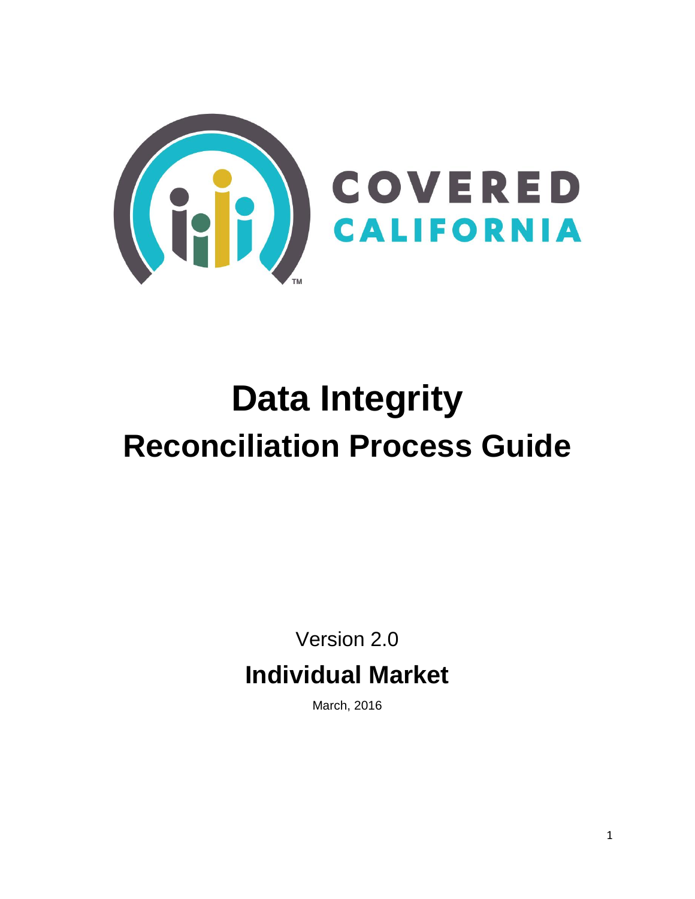COVERED CALIFORNIA™

# Data Integrity
## Reconciliation Process Guide

Version 2.0

**Individual Market**

March, 2016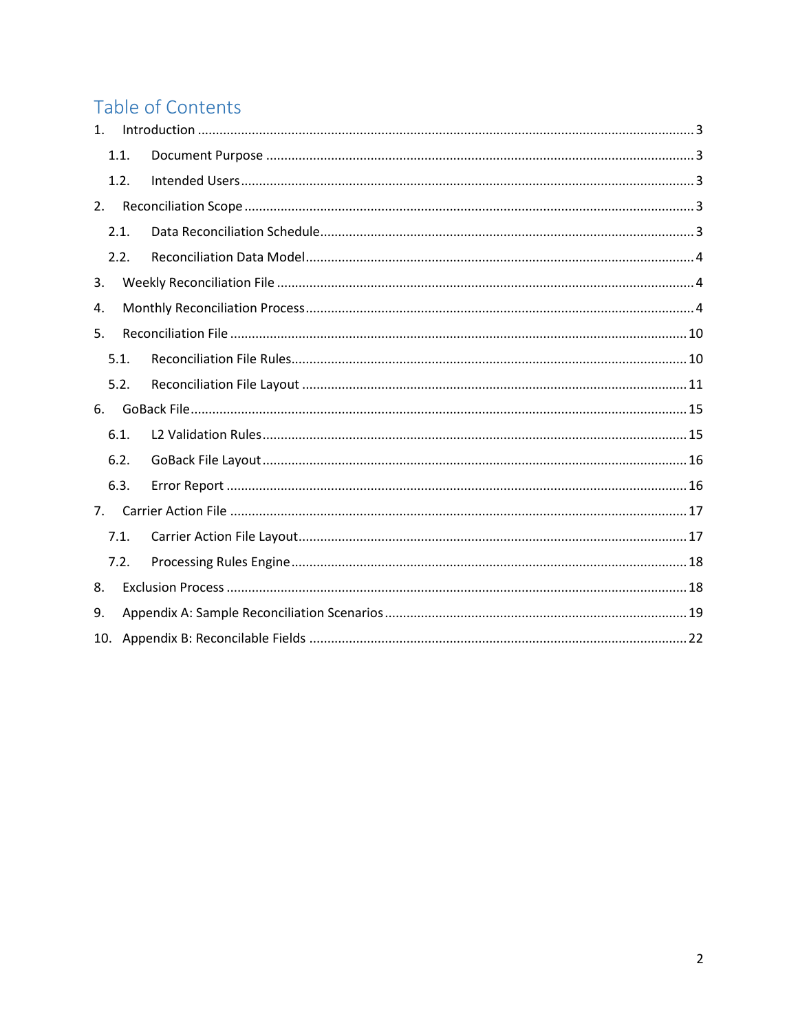# Table of Contents

1. Introduction ........................................................................................................................... 3
   - 1.1. Document Purpose ........................................................................................................ 3
   - 1.2. Intended Users .............................................................................................................. 3
2. Reconciliation Scope ............................................................................................................. 3
   - 2.1. Data Reconciliation Schedule ........................................................................................ 3
   - 2.2. Reconciliation Data Model ............................................................................................ 4
3. Weekly Reconciliation File ..................................................................................................... 4
4. Monthly Reconciliation Process ............................................................................................. 4
5. Reconciliation File ................................................................................................................ 10
   - 5.1. Reconciliation File Rules ............................................................................................... 10
   - 5.2. Reconciliation File Layout ............................................................................................ 11
6. GoBack File .......................................................................................................................... 15
   - 6.1. L2 Validation Rules ....................................................................................................... 15
   - 6.2. GoBack File Layout ....................................................................................................... 16
   - 6.3. Error Report ................................................................................................................. 16
7. Carrier Action File ................................................................................................................ 17
   - 7.1. Carrier Action File Layout ............................................................................................. 17
   - 7.2. Processing Rules Engine ............................................................................................... 18
8. Exclusion Process ................................................................................................................. 18
9. Appendix A: Sample Reconciliation Scenarios ...................................................................... 19
10. Appendix B: Reconcilable Fields ........................................................................................... 22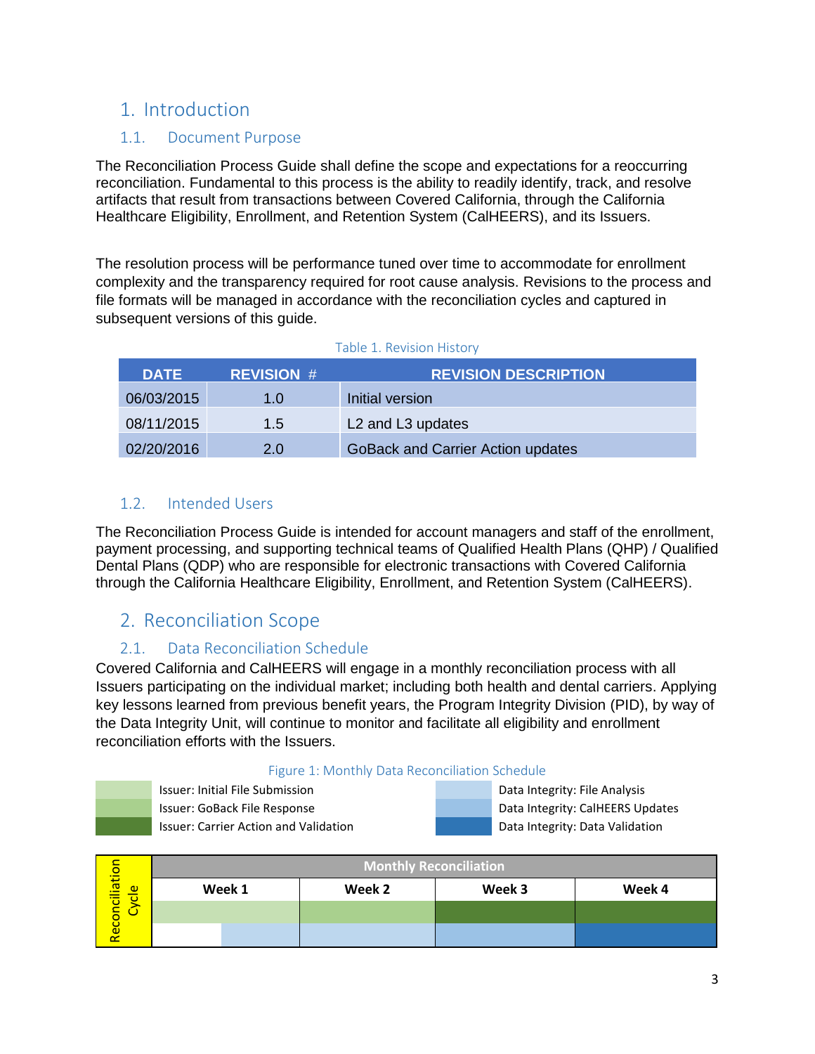# 1. Introduction

## 1.1. Document Purpose

The Reconciliation Process Guide shall define the scope and expectations for a reoccurring reconciliation. Fundamental to this process is the ability to readily identify, track, and resolve artifacts that result from transactions between Covered California, through the California Healthcare Eligibility, Enrollment, and Retention System (CalHEERS), and its Issuers.

The resolution process will be performance tuned over time to accommodate for enrollment complexity and the transparency required for root cause analysis. Revisions to the process and file formats will be managed in accordance with the reconciliation cycles and captured in subsequent versions of this guide.

Table 1. Revision History

| DATE | REVISION # | REVISION DESCRIPTION |
|---|---|---|
| 06/03/2015 | 1.0 | Initial version |
| 08/11/2015 | 1.5 | L2 and L3 updates |
| 02/20/2016 | 2.0 | GoBack and Carrier Action updates |

## 1.2. Intended Users

The Reconciliation Process Guide is intended for account managers and staff of the enrollment, payment processing, and supporting technical teams of Qualified Health Plans (QHP) / Qualified Dental Plans (QDP) who are responsible for electronic transactions with Covered California through the California Healthcare Eligibility, Enrollment, and Retention System (CalHEERS).

# 2. Reconciliation Scope

## 2.1. Data Reconciliation Schedule

Covered California and CalHEERS will engage in a monthly reconciliation process with all Issuers participating on the individual market; including both health and dental carriers. Applying key lessons learned from previous benefit years, the Program Integrity Division (PID), by way of the Data Integrity Unit, will continue to monitor and facilitate all eligibility and enrollment reconciliation efforts with the Issuers.

Figure 1: Monthly Data Reconciliation Schedule

Legend:
- Issuer: Initial File Submission
- Issuer: GoBack File Response
- Issuer: Carrier Action and Validation
- Data Integrity: File Analysis
- Data Integrity: CalHEERS Updates
- Data Integrity: Data Validation

| Reconciliation Cycle | Monthly Reconciliation | | | |
|---|---|---|---|---|
| | Week 1 | Week 2 | Week 3 | Week 4 |
| Issuer | Issuer: Initial File Submission | Issuer: GoBack File Response | Issuer: Carrier Action and Validation | Issuer: Carrier Action and Validation |
| Data Integrity | Data Integrity: File Analysis (second half of week) | Data Integrity: File Analysis | Data Integrity: CalHEERS Updates | Data Integrity: Data Validation |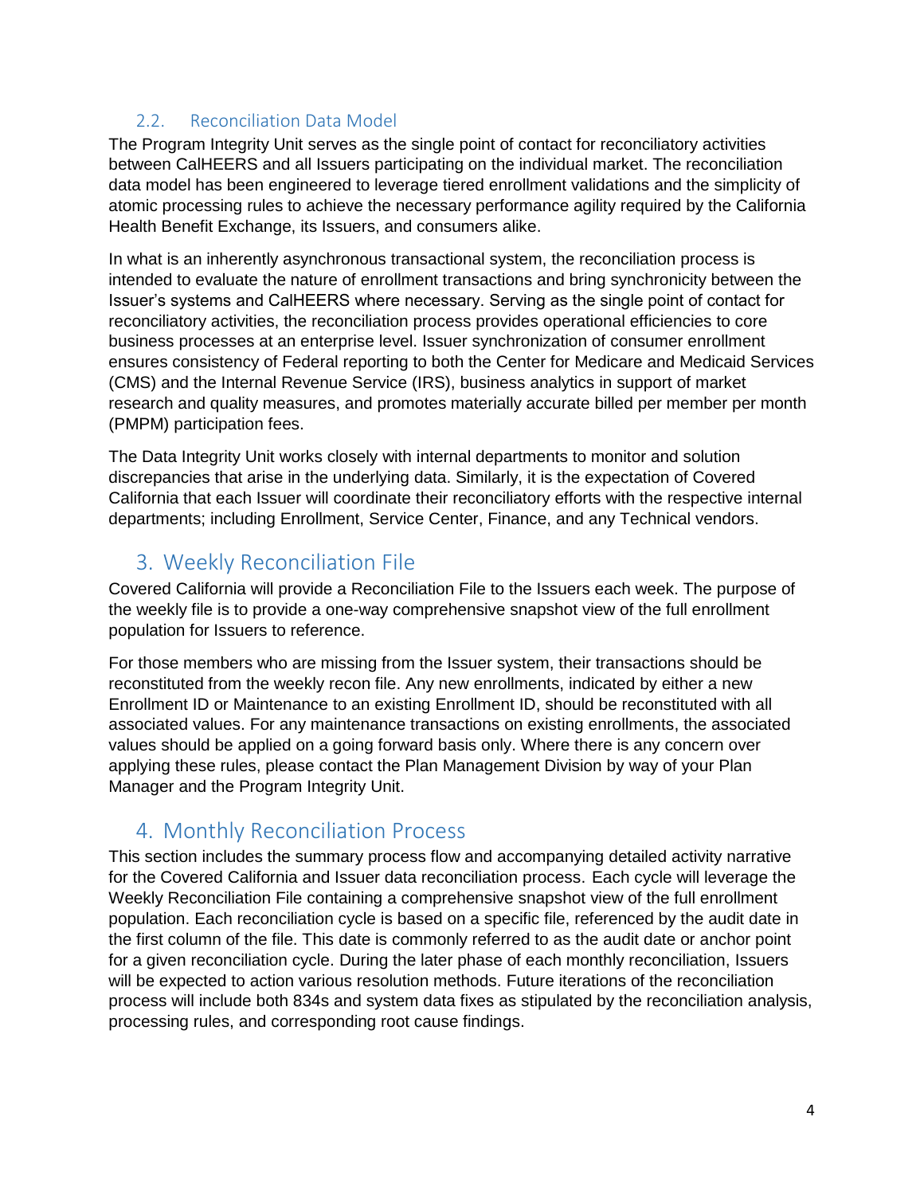### 2.2. Reconciliation Data Model

The Program Integrity Unit serves as the single point of contact for reconciliatory activities between CalHEERS and all Issuers participating on the individual market. The reconciliation data model has been engineered to leverage tiered enrollment validations and the simplicity of atomic processing rules to achieve the necessary performance agility required by the California Health Benefit Exchange, its Issuers, and consumers alike.

In what is an inherently asynchronous transactional system, the reconciliation process is intended to evaluate the nature of enrollment transactions and bring synchronicity between the Issuer's systems and CalHEERS where necessary. Serving as the single point of contact for reconciliatory activities, the reconciliation process provides operational efficiencies to core business processes at an enterprise level. Issuer synchronization of consumer enrollment ensures consistency of Federal reporting to both the Center for Medicare and Medicaid Services (CMS) and the Internal Revenue Service (IRS), business analytics in support of market research and quality measures, and promotes materially accurate billed per member per month (PMPM) participation fees.

The Data Integrity Unit works closely with internal departments to monitor and solution discrepancies that arise in the underlying data. Similarly, it is the expectation of Covered California that each Issuer will coordinate their reconciliatory efforts with the respective internal departments; including Enrollment, Service Center, Finance, and any Technical vendors.

## 3. Weekly Reconciliation File

Covered California will provide a Reconciliation File to the Issuers each week. The purpose of the weekly file is to provide a one-way comprehensive snapshot view of the full enrollment population for Issuers to reference.

For those members who are missing from the Issuer system, their transactions should be reconstituted from the weekly recon file. Any new enrollments, indicated by either a new Enrollment ID or Maintenance to an existing Enrollment ID, should be reconstituted with all associated values. For any maintenance transactions on existing enrollments, the associated values should be applied on a going forward basis only. Where there is any concern over applying these rules, please contact the Plan Management Division by way of your Plan Manager and the Program Integrity Unit.

## 4. Monthly Reconciliation Process

This section includes the summary process flow and accompanying detailed activity narrative for the Covered California and Issuer data reconciliation process. Each cycle will leverage the Weekly Reconciliation File containing a comprehensive snapshot view of the full enrollment population. Each reconciliation cycle is based on a specific file, referenced by the audit date in the first column of the file. This date is commonly referred to as the audit date or anchor point for a given reconciliation cycle. During the later phase of each monthly reconciliation, Issuers will be expected to action various resolution methods. Future iterations of the reconciliation process will include both 834s and system data fixes as stipulated by the reconciliation analysis, processing rules, and corresponding root cause findings.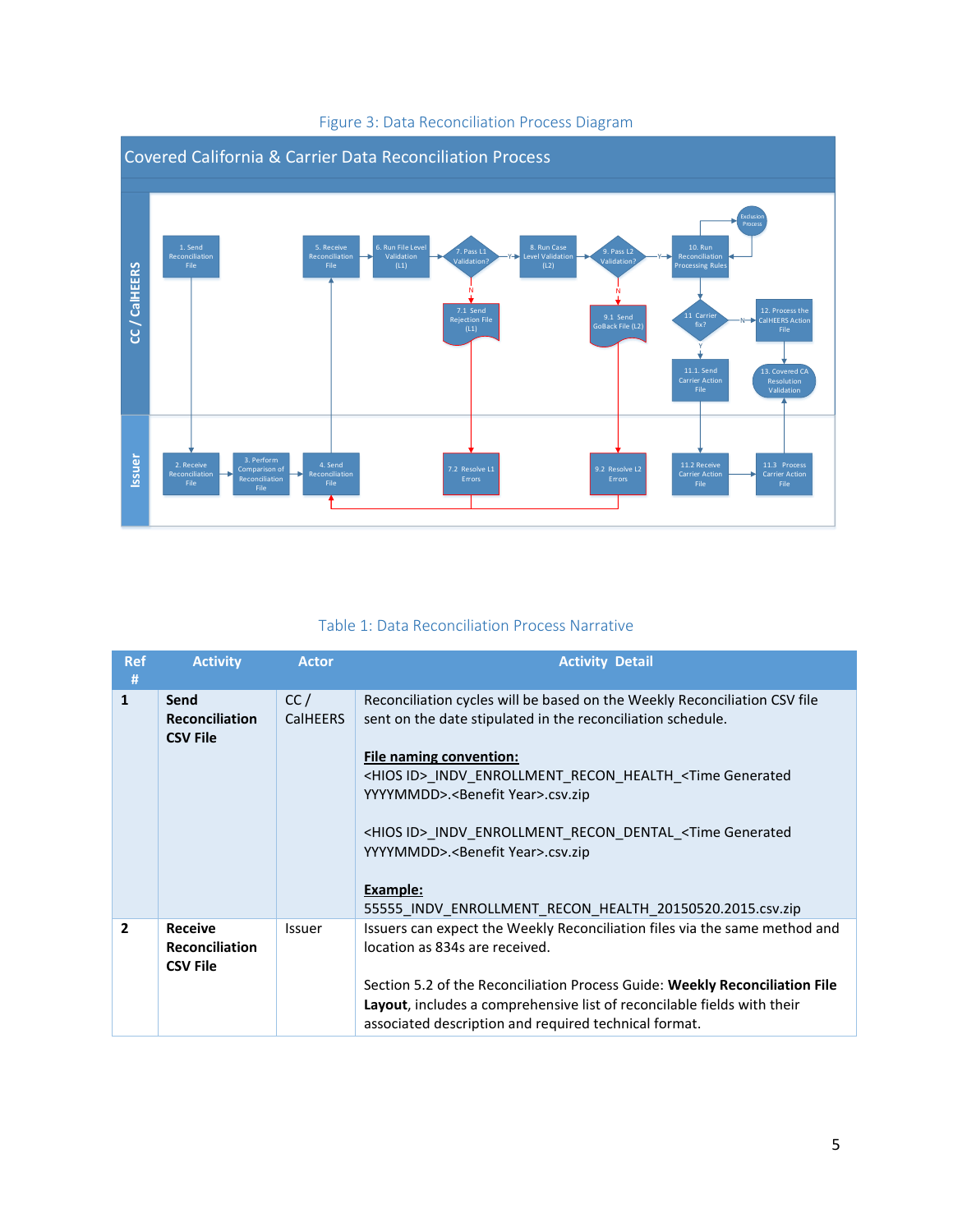Figure 3: Data Reconciliation Process Diagram

Covered California & Carrier Data Reconciliation Process

CC / CalHEERS

Issuer

1. Send Reconciliation File

5. Receive Reconciliation File

6. Run File Level Validation (L1)

7. Pass L1 Validation?

8. Run Case Level Validation (L2)

9. Pass L2 Validation?

10. Run Reconciliation Processing Rules

Exclusion Process

7.1 Send Rejection File (L1)

9.1 Send GoBack File (L2)

11 Carrier fix?

12. Process the CalHEERS Action File

11.1. Send Carrier Action File

13. Covered CA Resolution Validation

2. Receive Reconciliation File

3. Perform Comparison of Reconciliation File

4. Send Reconciliation File

7.2 Resolve L1 Errors

9.2 Resolve L2 Errors

11.2 Receive Carrier Action File

11.3 Process Carrier Action File

Table 1: Data Reconciliation Process Narrative

| Ref # | Activity | Actor | Activity Detail |
|---|---|---|---|
| 1 | **Send Reconciliation CSV File** | CC / CalHEERS | Reconciliation cycles will be based on the Weekly Reconciliation CSV file sent on the date stipulated in the reconciliation schedule.<br><br>**File naming convention:**<br><HIOS ID>_INDV_ENROLLMENT_RECON_HEALTH_<Time Generated YYYYMMDD>.<Benefit Year>.csv.zip<br><br><HIOS ID>_INDV_ENROLLMENT_RECON_DENTAL_<Time Generated YYYYMMDD>.<Benefit Year>.csv.zip<br><br>**Example:**<br>55555_INDV_ENROLLMENT_RECON_HEALTH_20150520.2015.csv.zip |
| 2 | **Receive Reconciliation CSV File** | Issuer | Issuers can expect the Weekly Reconciliation files via the same method and location as 834s are received.<br><br>Section 5.2 of the Reconciliation Process Guide: **Weekly Reconciliation File Layout**, includes a comprehensive list of reconcilable fields with their associated description and required technical format. |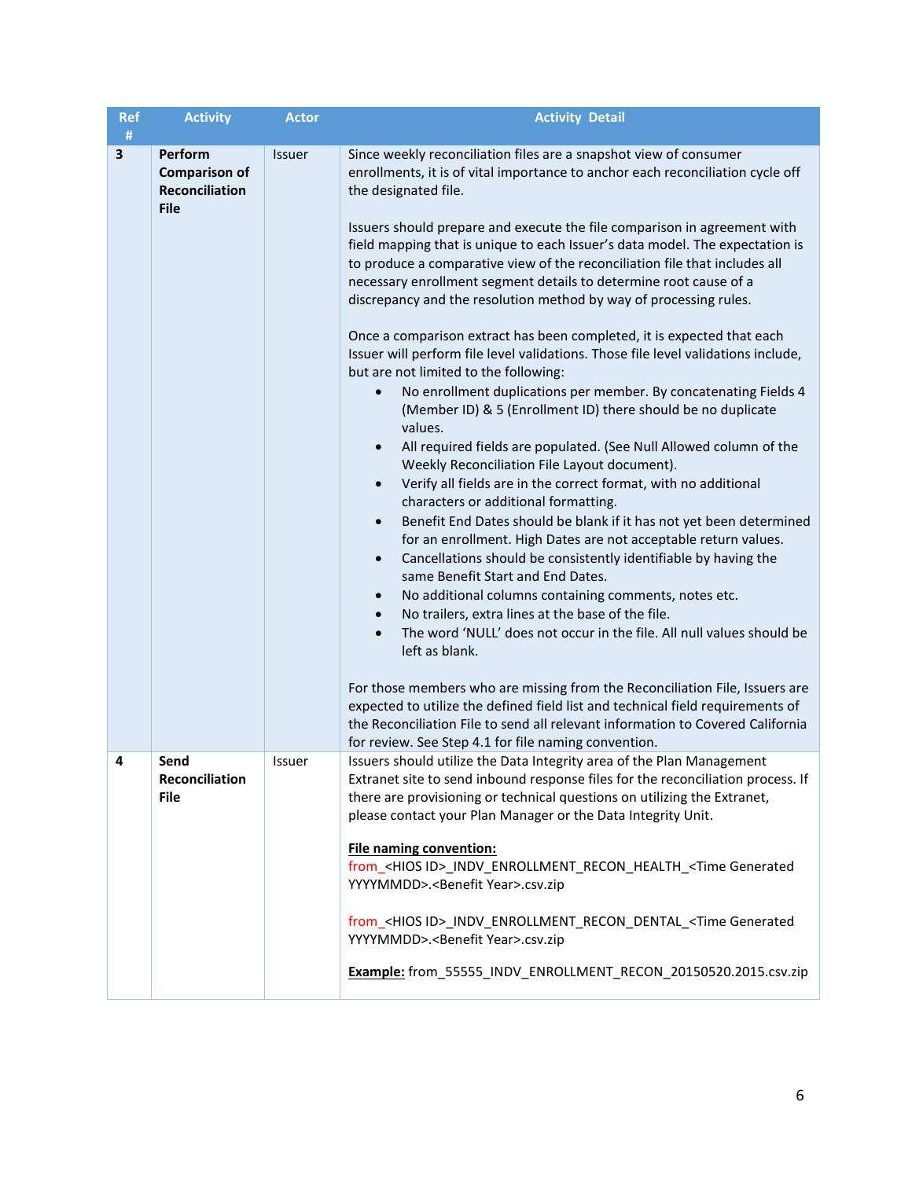| Ref # | Activity | Actor | Activity Detail |
|---|---|---|---|
| 3 | **Perform Comparison of Reconciliation File** | Issuer | Since weekly reconciliation files are a snapshot view of consumer enrollments, it is of vital importance to anchor each reconciliation cycle off the designated file.<br><br>Issuers should prepare and execute the file comparison in agreement with field mapping that is unique to each Issuer's data model. The expectation is to produce a comparative view of the reconciliation file that includes all necessary enrollment segment details to determine root cause of a discrepancy and the resolution method by way of processing rules.<br><br>Once a comparison extract has been completed, it is expected that each Issuer will perform file level validations. Those file level validations include, but are not limited to the following:<br>• No enrollment duplications per member. By concatenating Fields 4 (Member ID) & 5 (Enrollment ID) there should be no duplicate values.<br>• All required fields are populated. (See Null Allowed column of the Weekly Reconciliation File Layout document).<br>• Verify all fields are in the correct format, with no additional characters or additional formatting.<br>• Benefit End Dates should be blank if it has not yet been determined for an enrollment. High Dates are not acceptable return values.<br>• Cancellations should be consistently identifiable by having the same Benefit Start and End Dates.<br>• No additional columns containing comments, notes etc.<br>• No trailers, extra lines at the base of the file.<br>• The word 'NULL' does not occur in the file. All null values should be left as blank.<br><br>For those members who are missing from the Reconciliation File, Issuers are expected to utilize the defined field list and technical field requirements of the Reconciliation File to send all relevant information to Covered California for review. See Step 4.1 for file naming convention. |
| 4 | **Send Reconciliation File** | Issuer | Issuers should utilize the Data Integrity area of the Plan Management Extranet site to send inbound response files for the reconciliation process. If there are provisioning or technical questions on utilizing the Extranet, please contact your Plan Manager or the Data Integrity Unit.<br><br>**File naming convention:**<br>from_<HIOS ID>_INDV_ENROLLMENT_RECON_HEALTH_<Time Generated YYYYMMDD>.<Benefit Year>.csv.zip<br><br>from_<HIOS ID>_INDV_ENROLLMENT_RECON_DENTAL_<Time Generated YYYYMMDD>.<Benefit Year>.csv.zip<br><br>**Example:** from_55555_INDV_ENROLLMENT_RECON_20150520.2015.csv.zip |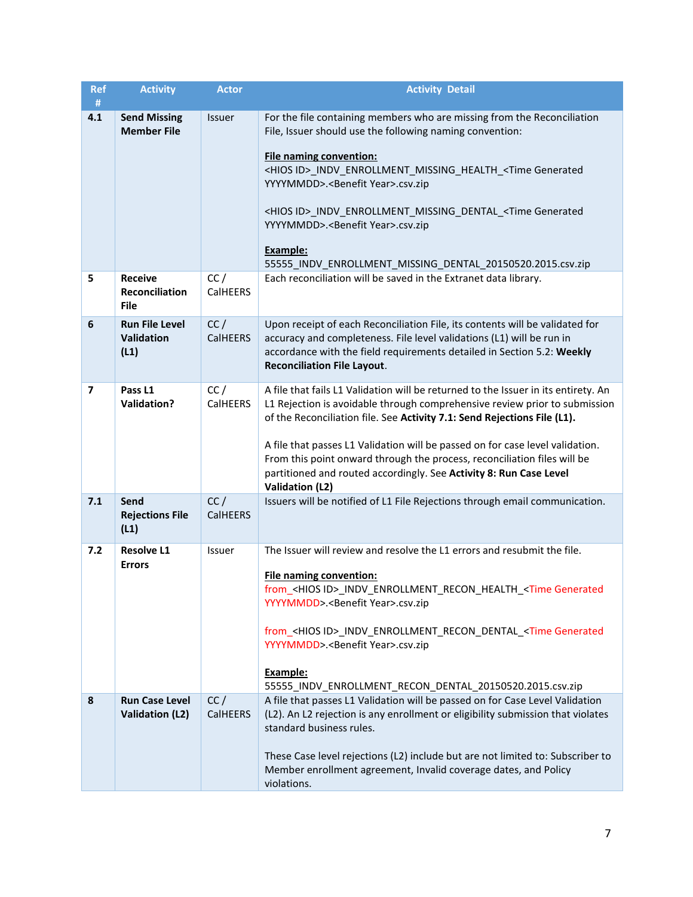| Ref # | Activity | Actor | Activity Detail |
|---|---|---|---|
| 4.1 | **Send Missing Member File** | Issuer | For the file containing members who are missing from the Reconciliation File, Issuer should use the following naming convention:<br><br>**File naming convention:**<br><HIOS ID>_INDV_ENROLLMENT_MISSING_HEALTH_<Time Generated YYYYMMDD>.<Benefit Year>.csv.zip<br><br><HIOS ID>_INDV_ENROLLMENT_MISSING_DENTAL_<Time Generated YYYYMMDD>.<Benefit Year>.csv.zip<br><br>**Example:**<br>55555_INDV_ENROLLMENT_MISSING_DENTAL_20150520.2015.csv.zip |
| 5 | **Receive Reconciliation File** | CC / CalHEERS | Each reconciliation will be saved in the Extranet data library. |
| 6 | **Run File Level Validation (L1)** | CC / CalHEERS | Upon receipt of each Reconciliation File, its contents will be validated for accuracy and completeness. File level validations (L1) will be run in accordance with the field requirements detailed in Section 5.2: **Weekly Reconciliation File Layout**. |
| 7 | **Pass L1 Validation?** | CC / CalHEERS | A file that fails L1 Validation will be returned to the Issuer in its entirety. An L1 Rejection is avoidable through comprehensive review prior to submission of the Reconciliation file. See **Activity 7.1: Send Rejections File (L1).**<br><br>A file that passes L1 Validation will be passed on for case level validation. From this point onward through the process, reconciliation files will be partitioned and routed accordingly. See **Activity 8: Run Case Level Validation (L2)** |
| 7.1 | **Send Rejections File (L1)** | CC / CalHEERS | Issuers will be notified of L1 File Rejections through email communication. |
| 7.2 | **Resolve L1 Errors** | Issuer | The Issuer will review and resolve the L1 errors and resubmit the file.<br><br>**File naming convention:**<br>from_<HIOS ID>_INDV_ENROLLMENT_RECON_HEALTH_<Time Generated YYYYMMDD>.<Benefit Year>.csv.zip<br><br>from_<HIOS ID>_INDV_ENROLLMENT_RECON_DENTAL_<Time Generated YYYYMMDD>.<Benefit Year>.csv.zip<br><br>**Example:**<br>55555_INDV_ENROLLMENT_RECON_DENTAL_20150520.2015.csv.zip |
| 8 | **Run Case Level Validation (L2)** | CC / CalHEERS | A file that passes L1 Validation will be passed on for Case Level Validation (L2). An L2 rejection is any enrollment or eligibility submission that violates standard business rules.<br><br>These Case level rejections (L2) include but are not limited to: Subscriber to Member enrollment agreement, Invalid coverage dates, and Policy violations. |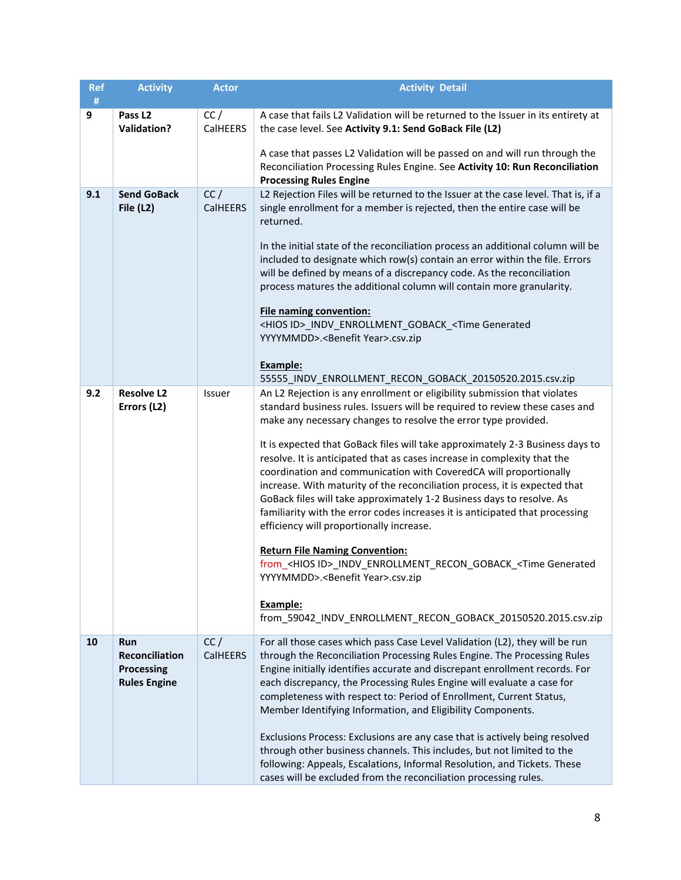| Ref # | Activity | Actor | Activity Detail |
|---|---|---|---|
| 9 | **Pass L2 Validation?** | CC / CalHEERS | A case that fails L2 Validation will be returned to the Issuer in its entirety at the case level. See **Activity 9.1: Send GoBack File (L2)**<br><br>A case that passes L2 Validation will be passed on and will run through the Reconciliation Processing Rules Engine. See **Activity 10: Run Reconciliation Processing Rules Engine** |
| 9.1 | **Send GoBack File (L2)** | CC / CalHEERS | L2 Rejection Files will be returned to the Issuer at the case level. That is, if a single enrollment for a member is rejected, then the entire case will be returned.<br><br>In the initial state of the reconciliation process an additional column will be included to designate which row(s) contain an error within the file. Errors will be defined by means of a discrepancy code. As the reconciliation process matures the additional column will contain more granularity.<br><br>**File naming convention:**<br><HIOS ID>_INDV_ENROLLMENT_GOBACK_<Time Generated YYYYMMDD>.<Benefit Year>.csv.zip<br><br>**Example:**<br>55555_INDV_ENROLLMENT_RECON_GOBACK_20150520.2015.csv.zip |
| 9.2 | **Resolve L2 Errors (L2)** | Issuer | An L2 Rejection is any enrollment or eligibility submission that violates standard business rules. Issuers will be required to review these cases and make any necessary changes to resolve the error type provided.<br><br>It is expected that GoBack files will take approximately 2-3 Business days to resolve. It is anticipated that as cases increase in complexity that the coordination and communication with CoveredCA will proportionally increase. With maturity of the reconciliation process, it is expected that GoBack files will take approximately 1-2 Business days to resolve. As familiarity with the error codes increases it is anticipated that processing efficiency will proportionally increase.<br><br>**Return File Naming Convention:**<br>from_<HIOS ID>_INDV_ENROLLMENT_RECON_GOBACK_<Time Generated YYYYMMDD>.<Benefit Year>.csv.zip<br><br>**Example:**<br>from_59042_INDV_ENROLLMENT_RECON_GOBACK_20150520.2015.csv.zip |
| 10 | **Run Reconciliation Processing Rules Engine** | CC / CalHEERS | For all those cases which pass Case Level Validation (L2), they will be run through the Reconciliation Processing Rules Engine. The Processing Rules Engine initially identifies accurate and discrepant enrollment records. For each discrepancy, the Processing Rules Engine will evaluate a case for completeness with respect to: Period of Enrollment, Current Status, Member Identifying Information, and Eligibility Components.<br><br>Exclusions Process: Exclusions are any case that is actively being resolved through other business channels. This includes, but not limited to the following: Appeals, Escalations, Informal Resolution, and Tickets. These cases will be excluded from the reconciliation processing rules. |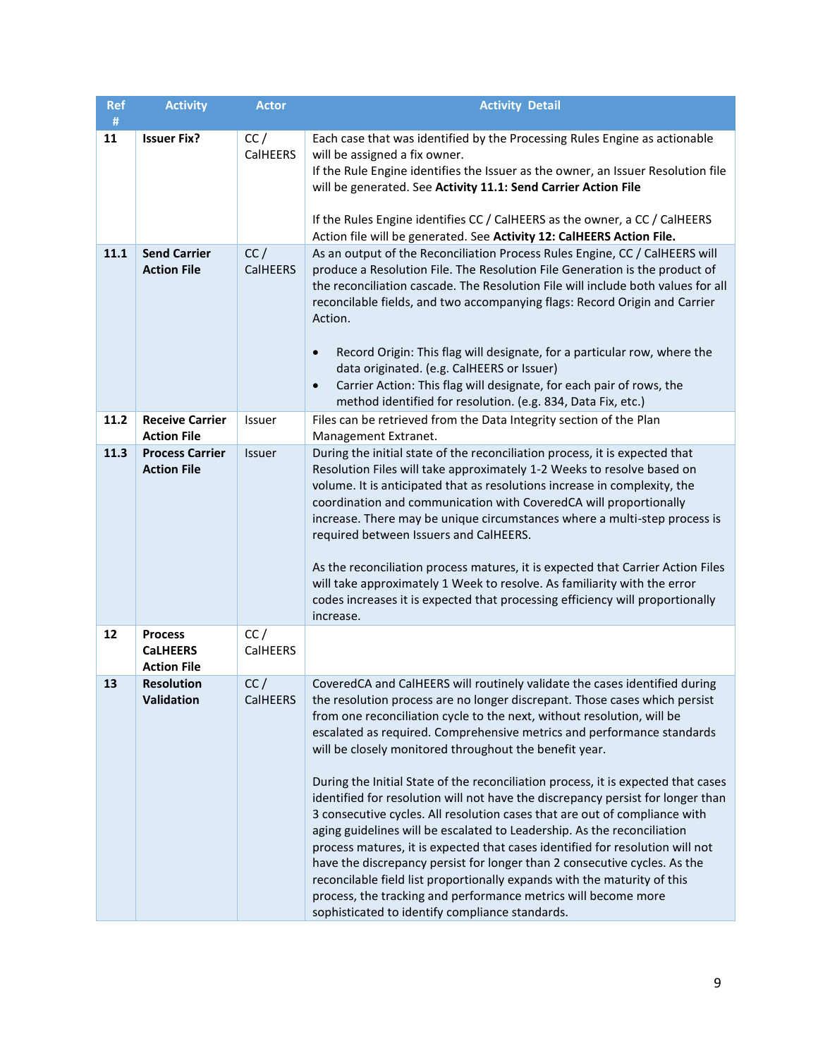| Ref # | Activity | Actor | Activity Detail |
|---|---|---|---|
| 11 | **Issuer Fix?** | CC / CalHEERS | Each case that was identified by the Processing Rules Engine as actionable will be assigned a fix owner.<br>If the Rule Engine identifies the Issuer as the owner, an Issuer Resolution file will be generated. See **Activity 11.1: Send Carrier Action File**<br><br>If the Rules Engine identifies CC / CalHEERS as the owner, a CC / CalHEERS Action file will be generated. See **Activity 12: CalHEERS Action File.** |
| 11.1 | **Send Carrier Action File** | CC / CalHEERS | As an output of the Reconciliation Process Rules Engine, CC / CalHEERS will produce a Resolution File. The Resolution File Generation is the product of the reconciliation cascade. The Resolution File will include both values for all reconcilable fields, and two accompanying flags: Record Origin and Carrier Action.<br><br>• Record Origin: This flag will designate, for a particular row, where the data originated. (e.g. CalHEERS or Issuer)<br>• Carrier Action: This flag will designate, for each pair of rows, the method identified for resolution. (e.g. 834, Data Fix, etc.) |
| 11.2 | **Receive Carrier Action File** | Issuer | Files can be retrieved from the Data Integrity section of the Plan Management Extranet. |
| 11.3 | **Process Carrier Action File** | Issuer | During the initial state of the reconciliation process, it is expected that Resolution Files will take approximately 1-2 Weeks to resolve based on volume. It is anticipated that as resolutions increase in complexity, the coordination and communication with CoveredCA will proportionally increase. There may be unique circumstances where a multi-step process is required between Issuers and CalHEERS.<br><br>As the reconciliation process matures, it is expected that Carrier Action Files will take approximately 1 Week to resolve. As familiarity with the error codes increases it is expected that processing efficiency will proportionally increase. |
| 12 | **Process CaLHEERS Action File** | CC / CalHEERS | |
| 13 | **Resolution Validation** | CC / CalHEERS | CoveredCA and CalHEERS will routinely validate the cases identified during the resolution process are no longer discrepant. Those cases which persist from one reconciliation cycle to the next, without resolution, will be escalated as required. Comprehensive metrics and performance standards will be closely monitored throughout the benefit year.<br><br>During the Initial State of the reconciliation process, it is expected that cases identified for resolution will not have the discrepancy persist for longer than 3 consecutive cycles. All resolution cases that are out of compliance with aging guidelines will be escalated to Leadership. As the reconciliation process matures, it is expected that cases identified for resolution will not have the discrepancy persist for longer than 2 consecutive cycles. As the reconcilable field list proportionally expands with the maturity of this process, the tracking and performance metrics will become more sophisticated to identify compliance standards. |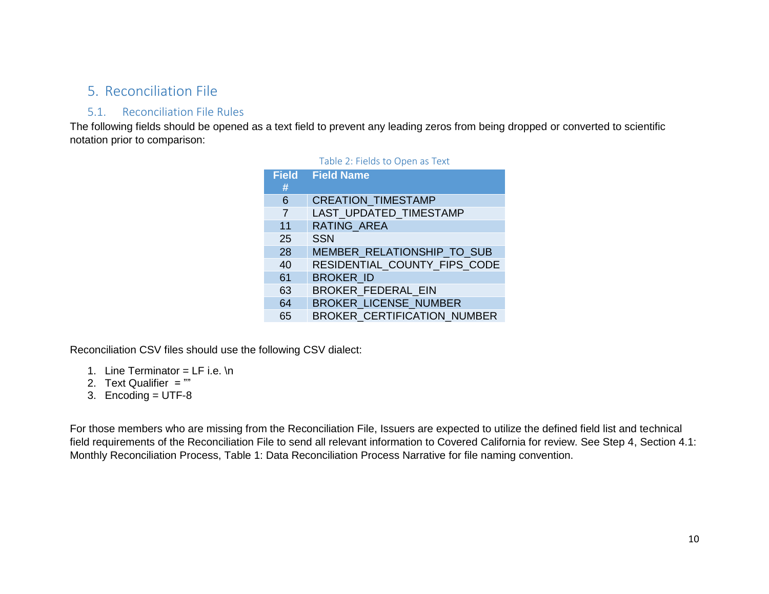# 5. Reconciliation File

## 5.1. Reconciliation File Rules

The following fields should be opened as a text field to prevent any leading zeros from being dropped or converted to scientific notation prior to comparison:

Table 2: Fields to Open as Text

| Field # | Field Name |
|---|---|
| 6 | CREATION_TIMESTAMP |
| 7 | LAST_UPDATED_TIMESTAMP |
| 11 | RATING_AREA |
| 25 | SSN |
| 28 | MEMBER_RELATIONSHIP_TO_SUB |
| 40 | RESIDENTIAL_COUNTY_FIPS_CODE |
| 61 | BROKER_ID |
| 63 | BROKER_FEDERAL_EIN |
| 64 | BROKER_LICENSE_NUMBER |
| 65 | BROKER_CERTIFICATION_NUMBER |

Reconciliation CSV files should use the following CSV dialect:

1. Line Terminator = LF i.e. \n
2. Text Qualifier  = ""
3. Encoding = UTF-8

For those members who are missing from the Reconciliation File, Issuers are expected to utilize the defined field list and technical field requirements of the Reconciliation File to send all relevant information to Covered California for review. See Step 4, Section 4.1: Monthly Reconciliation Process, Table 1: Data Reconciliation Process Narrative for file naming convention.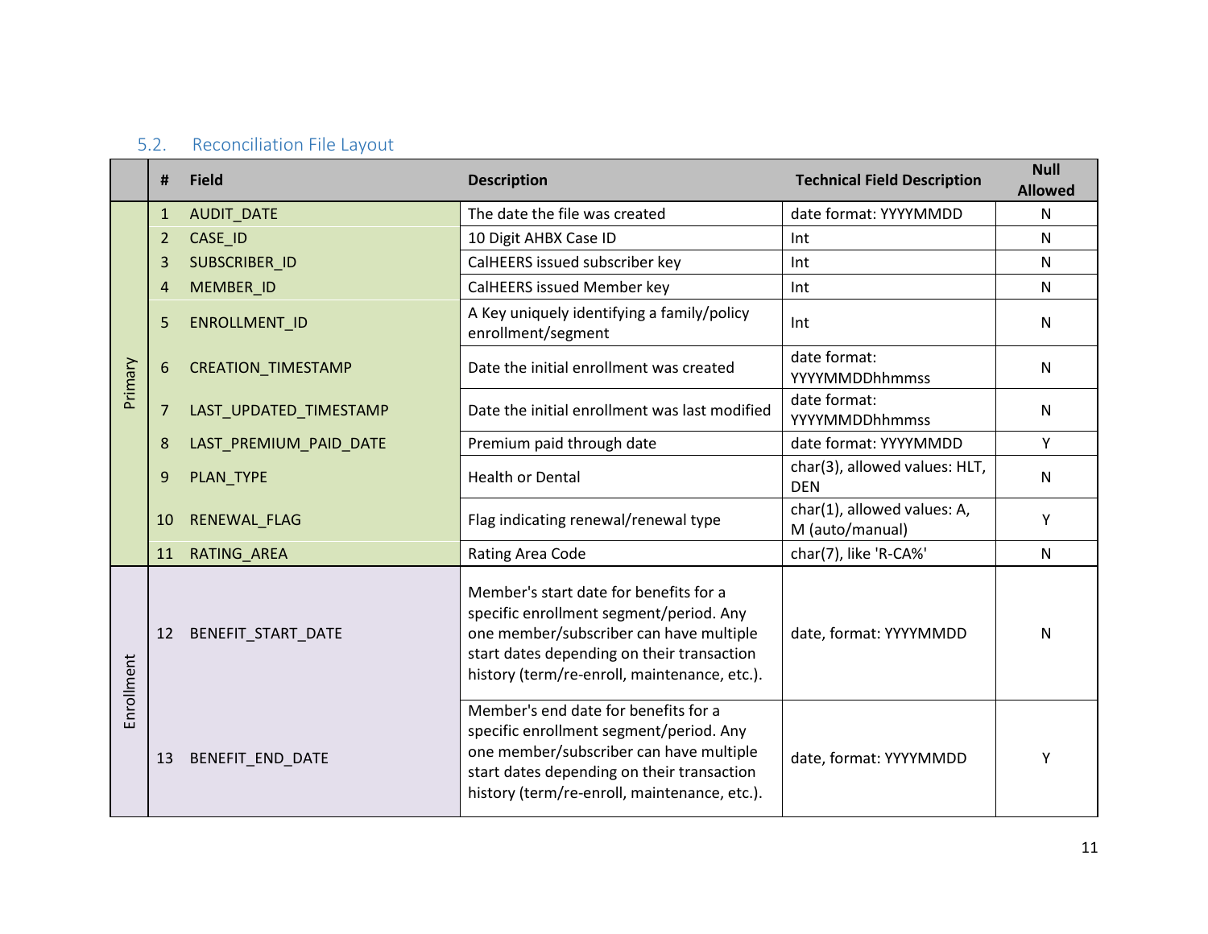### 5.2. Reconciliation File Layout

| | # | Field | Description | Technical Field Description | Null Allowed |
|---|---|---|---|---|---|
| Primary | 1 | AUDIT_DATE | The date the file was created | date format: YYYYMMDD | N |
| | 2 | CASE_ID | 10 Digit AHBX Case ID | Int | N |
| | 3 | SUBSCRIBER_ID | CalHEERS issued subscriber key | Int | N |
| | 4 | MEMBER_ID | CalHEERS issued Member key | Int | N |
| | 5 | ENROLLMENT_ID | A Key uniquely identifying a family/policy enrollment/segment | Int | N |
| | 6 | CREATION_TIMESTAMP | Date the initial enrollment was created | date format: YYYYMMDDhhmmss | N |
| | 7 | LAST_UPDATED_TIMESTAMP | Date the initial enrollment was last modified | date format: YYYYMMDDhhmmss | N |
| | 8 | LAST_PREMIUM_PAID_DATE | Premium paid through date | date format: YYYYMMDD | Y |
| | 9 | PLAN_TYPE | Health or Dental | char(3), allowed values: HLT, DEN | N |
| | 10 | RENEWAL_FLAG | Flag indicating renewal/renewal type | char(1), allowed values: A, M (auto/manual) | Y |
| | 11 | RATING_AREA | Rating Area Code | char(7), like 'R-CA%' | N |
| Enrollment | 12 | BENEFIT_START_DATE | Member's start date for benefits for a specific enrollment segment/period. Any one member/subscriber can have multiple start dates depending on their transaction history (term/re-enroll, maintenance, etc.). | date, format: YYYYMMDD | N |
| | 13 | BENEFIT_END_DATE | Member's end date for benefits for a specific enrollment segment/period. Any one member/subscriber can have multiple start dates depending on their transaction history (term/re-enroll, maintenance, etc.). | date, format: YYYYMMDD | Y |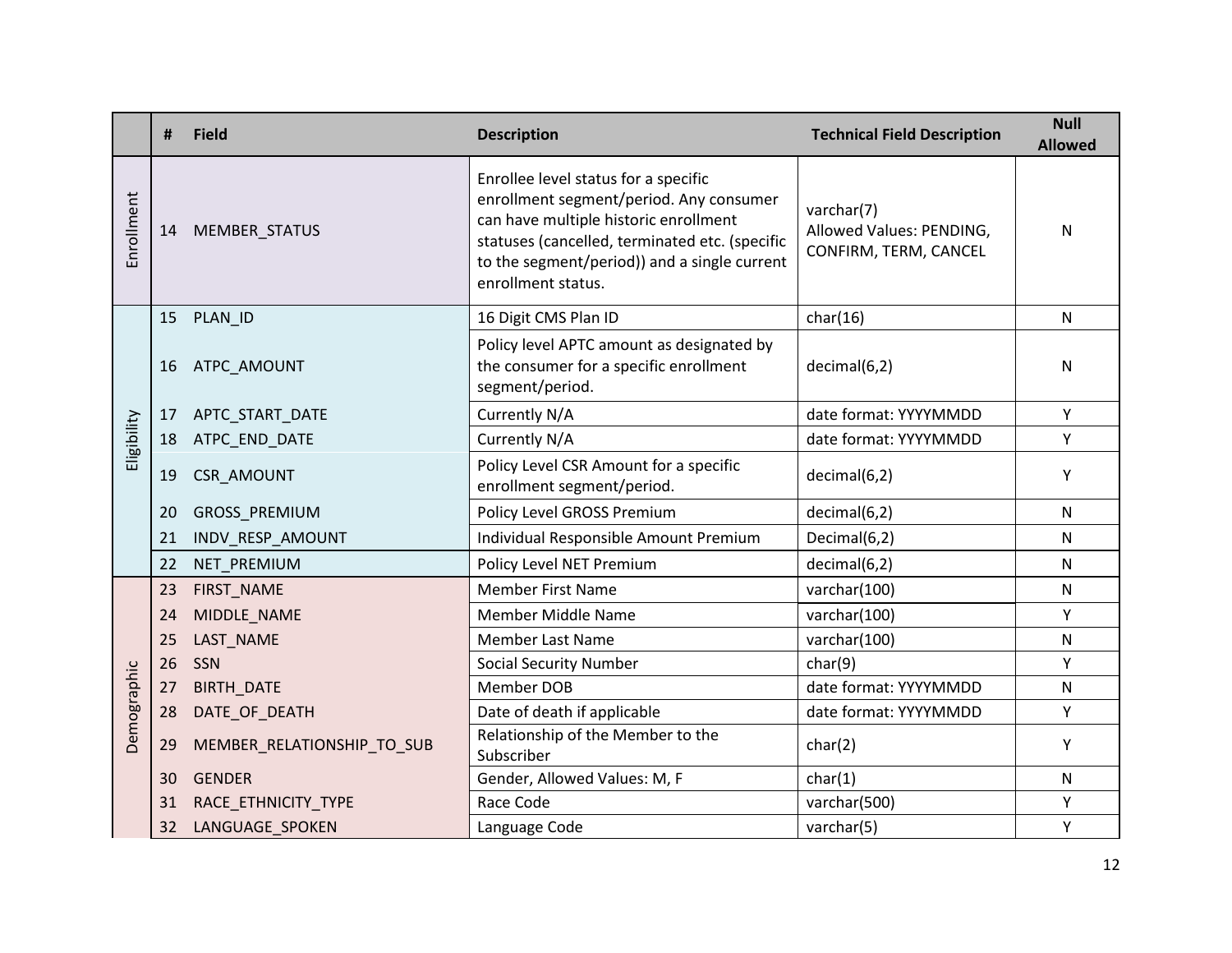| | # | Field | Description | Technical Field Description | Null Allowed |
|---|---|---|---|---|---|
| Enrollment | 14 | MEMBER_STATUS | Enrollee level status for a specific enrollment segment/period. Any consumer can have multiple historic enrollment statuses (cancelled, terminated etc. (specific to the segment/period)) and a single current enrollment status. | varchar(7) Allowed Values: PENDING, CONFIRM, TERM, CANCEL | N |
| Eligibility | 15 | PLAN_ID | 16 Digit CMS Plan ID | char(16) | N |
| | 16 | ATPC_AMOUNT | Policy level APTC amount as designated by the consumer for a specific enrollment segment/period. | decimal(6,2) | N |
| | 17 | APTC_START_DATE | Currently N/A | date format: YYYYMMDD | Y |
| | 18 | ATPC_END_DATE | Currently N/A | date format: YYYYMMDD | Y |
| | 19 | CSR_AMOUNT | Policy Level CSR Amount for a specific enrollment segment/period. | decimal(6,2) | Y |
| | 20 | GROSS_PREMIUM | Policy Level GROSS Premium | decimal(6,2) | N |
| | 21 | INDV_RESP_AMOUNT | Individual Responsible Amount Premium | Decimal(6,2) | N |
| | 22 | NET_PREMIUM | Policy Level NET Premium | decimal(6,2) | N |
| Demographic | 23 | FIRST_NAME | Member First Name | varchar(100) | N |
| | 24 | MIDDLE_NAME | Member Middle Name | varchar(100) | Y |
| | 25 | LAST_NAME | Member Last Name | varchar(100) | N |
| | 26 | SSN | Social Security Number | char(9) | Y |
| | 27 | BIRTH_DATE | Member DOB | date format: YYYYMMDD | N |
| | 28 | DATE_OF_DEATH | Date of death if applicable | date format: YYYYMMDD | Y |
| | 29 | MEMBER_RELATIONSHIP_TO_SUB | Relationship of the Member to the Subscriber | char(2) | Y |
| | 30 | GENDER | Gender, Allowed Values: M, F | char(1) | N |
| | 31 | RACE_ETHNICITY_TYPE | Race Code | varchar(500) | Y |
| | 32 | LANGUAGE_SPOKEN | Language Code | varchar(5) | Y |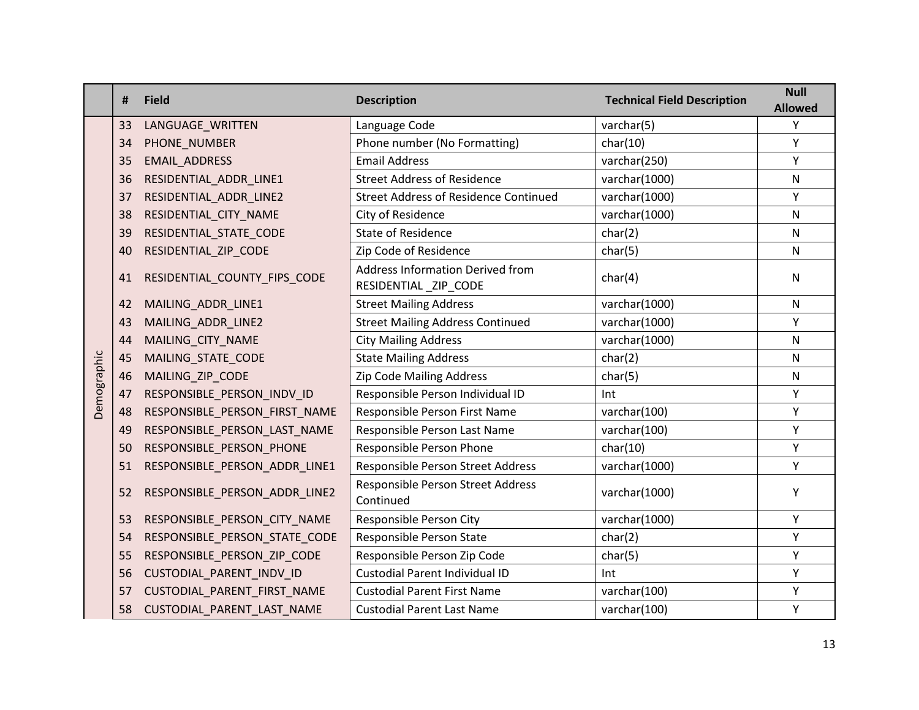| | # | Field | Description | Technical Field Description | Null Allowed |
|---|---|---|---|---|---|
| Demographic | 33 | LANGUAGE_WRITTEN | Language Code | varchar(5) | Y |
| | 34 | PHONE_NUMBER | Phone number (No Formatting) | char(10) | Y |
| | 35 | EMAIL_ADDRESS | Email Address | varchar(250) | Y |
| | 36 | RESIDENTIAL_ADDR_LINE1 | Street Address of Residence | varchar(1000) | N |
| | 37 | RESIDENTIAL_ADDR_LINE2 | Street Address of Residence Continued | varchar(1000) | Y |
| | 38 | RESIDENTIAL_CITY_NAME | City of Residence | varchar(1000) | N |
| | 39 | RESIDENTIAL_STATE_CODE | State of Residence | char(2) | N |
| | 40 | RESIDENTIAL_ZIP_CODE | Zip Code of Residence | char(5) | N |
| | 41 | RESIDENTIAL_COUNTY_FIPS_CODE | Address Information Derived from RESIDENTIAL _ZIP_CODE | char(4) | N |
| | 42 | MAILING_ADDR_LINE1 | Street Mailing Address | varchar(1000) | N |
| | 43 | MAILING_ADDR_LINE2 | Street Mailing Address Continued | varchar(1000) | Y |
| | 44 | MAILING_CITY_NAME | City Mailing Address | varchar(1000) | N |
| | 45 | MAILING_STATE_CODE | State Mailing Address | char(2) | N |
| | 46 | MAILING_ZIP_CODE | Zip Code Mailing Address | char(5) | N |
| | 47 | RESPONSIBLE_PERSON_INDV_ID | Responsible Person Individual ID | Int | Y |
| | 48 | RESPONSIBLE_PERSON_FIRST_NAME | Responsible Person First Name | varchar(100) | Y |
| | 49 | RESPONSIBLE_PERSON_LAST_NAME | Responsible Person Last Name | varchar(100) | Y |
| | 50 | RESPONSIBLE_PERSON_PHONE | Responsible Person Phone | char(10) | Y |
| | 51 | RESPONSIBLE_PERSON_ADDR_LINE1 | Responsible Person Street Address | varchar(1000) | Y |
| | 52 | RESPONSIBLE_PERSON_ADDR_LINE2 | Responsible Person Street Address Continued | varchar(1000) | Y |
| | 53 | RESPONSIBLE_PERSON_CITY_NAME | Responsible Person City | varchar(1000) | Y |
| | 54 | RESPONSIBLE_PERSON_STATE_CODE | Responsible Person State | char(2) | Y |
| | 55 | RESPONSIBLE_PERSON_ZIP_CODE | Responsible Person Zip Code | char(5) | Y |
| | 56 | CUSTODIAL_PARENT_INDV_ID | Custodial Parent Individual ID | Int | Y |
| | 57 | CUSTODIAL_PARENT_FIRST_NAME | Custodial Parent First Name | varchar(100) | Y |
| | 58 | CUSTODIAL_PARENT_LAST_NAME | Custodial Parent Last Name | varchar(100) | Y |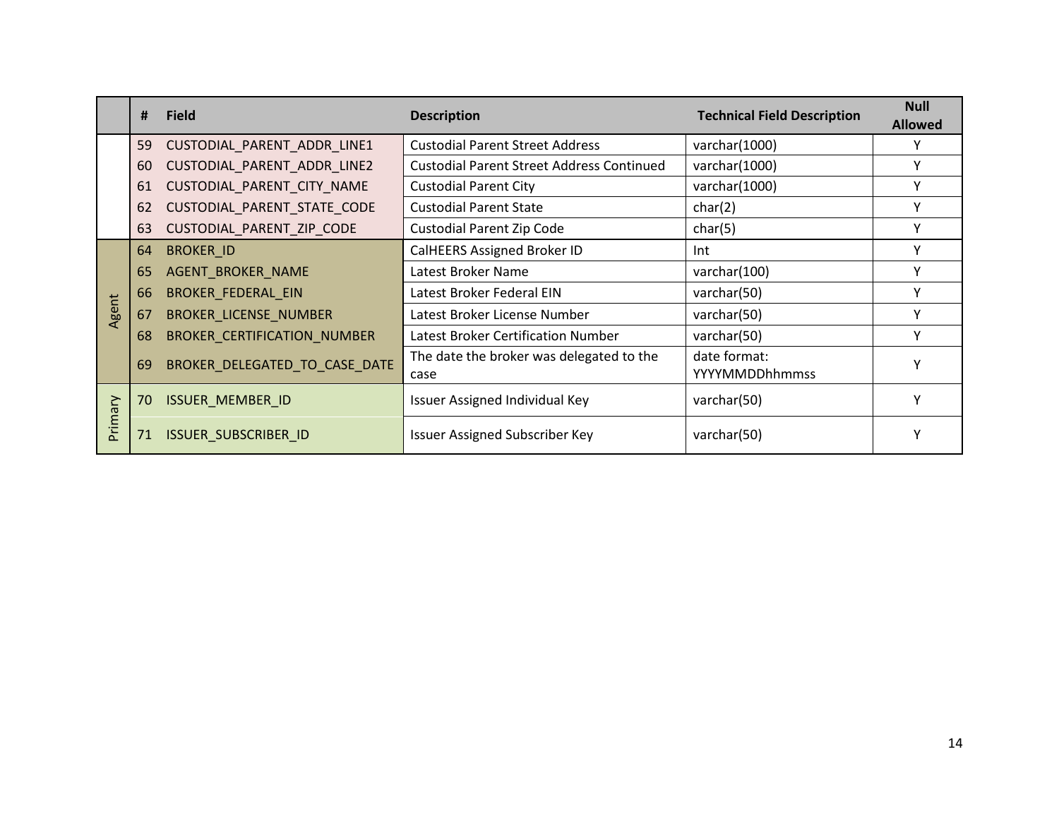| | # | Field | Description | Technical Field Description | Null Allowed |
|---|---|---|---|---|---|
| | 59 | CUSTODIAL_PARENT_ADDR_LINE1 | Custodial Parent Street Address | varchar(1000) | Y |
| | 60 | CUSTODIAL_PARENT_ADDR_LINE2 | Custodial Parent Street Address Continued | varchar(1000) | Y |
| | 61 | CUSTODIAL_PARENT_CITY_NAME | Custodial Parent City | varchar(1000) | Y |
| | 62 | CUSTODIAL_PARENT_STATE_CODE | Custodial Parent State | char(2) | Y |
| | 63 | CUSTODIAL_PARENT_ZIP_CODE | Custodial Parent Zip Code | char(5) | Y |
| Agent | 64 | BROKER_ID | CalHEERS Assigned Broker ID | Int | Y |
| | 65 | AGENT_BROKER_NAME | Latest Broker Name | varchar(100) | Y |
| | 66 | BROKER_FEDERAL_EIN | Latest Broker Federal EIN | varchar(50) | Y |
| | 67 | BROKER_LICENSE_NUMBER | Latest Broker License Number | varchar(50) | Y |
| | 68 | BROKER_CERTIFICATION_NUMBER | Latest Broker Certification Number | varchar(50) | Y |
| | 69 | BROKER_DELEGATED_TO_CASE_DATE | The date the broker was delegated to the case | date format: YYYYMMDDhhmmss | Y |
| Primary | 70 | ISSUER_MEMBER_ID | Issuer Assigned Individual Key | varchar(50) | Y |
| | 71 | ISSUER_SUBSCRIBER_ID | Issuer Assigned Subscriber Key | varchar(50) | Y |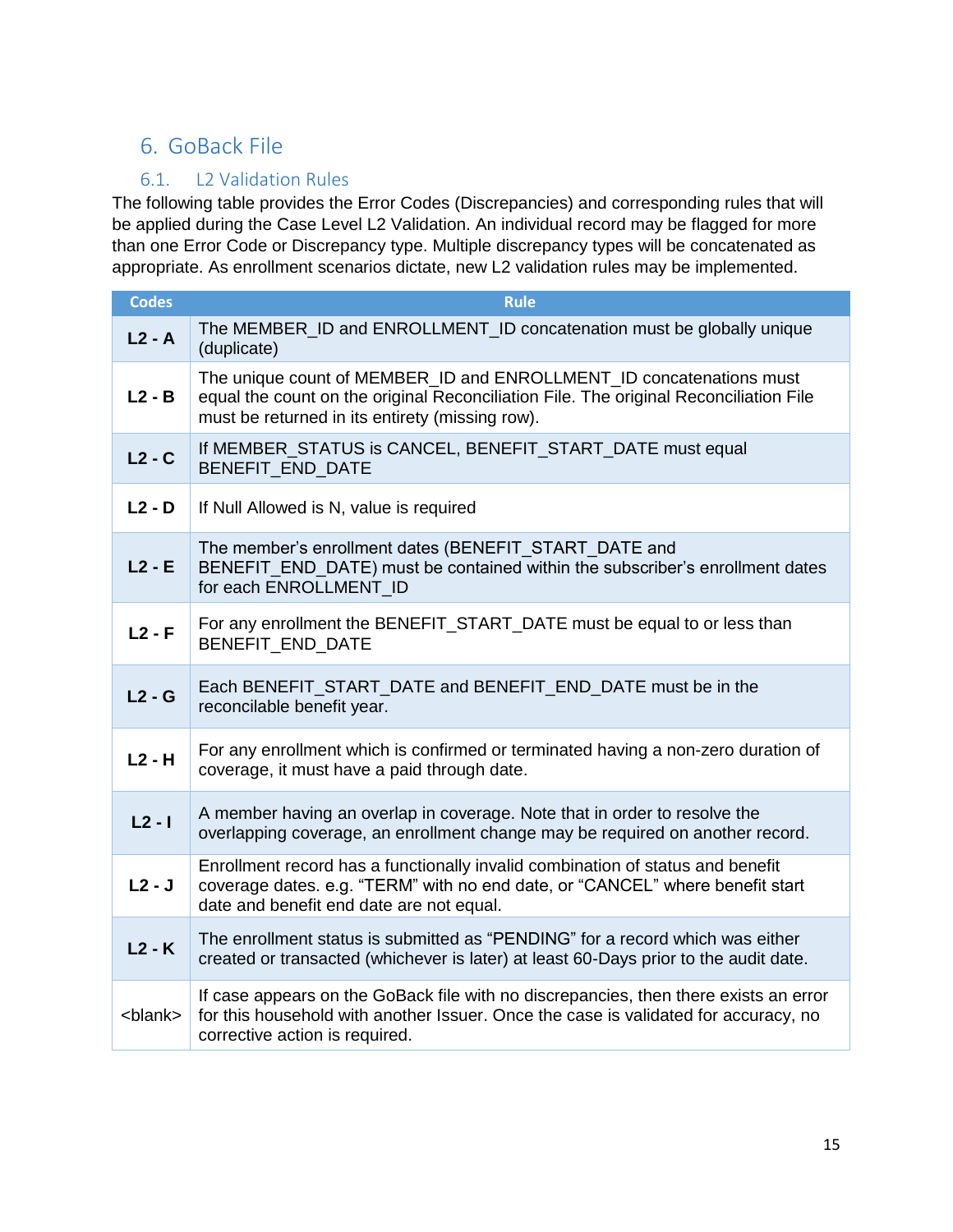# 6. GoBack File

## 6.1. L2 Validation Rules

The following table provides the Error Codes (Discrepancies) and corresponding rules that will be applied during the Case Level L2 Validation. An individual record may be flagged for more than one Error Code or Discrepancy type. Multiple discrepancy types will be concatenated as appropriate. As enrollment scenarios dictate, new L2 validation rules may be implemented.

| Codes | Rule |
|---|---|
| **L2 - A** | The MEMBER_ID and ENROLLMENT_ID concatenation must be globally unique (duplicate) |
| **L2 - B** | The unique count of MEMBER_ID and ENROLLMENT_ID concatenations must equal the count on the original Reconciliation File. The original Reconciliation File must be returned in its entirety (missing row). |
| **L2 - C** | If MEMBER_STATUS is CANCEL, BENEFIT_START_DATE must equal BENEFIT_END_DATE |
| **L2 - D** | If Null Allowed is N, value is required |
| **L2 - E** | The member's enrollment dates (BENEFIT_START_DATE and BENEFIT_END_DATE) must be contained within the subscriber's enrollment dates for each ENROLLMENT_ID |
| **L2 - F** | For any enrollment the BENEFIT_START_DATE must be equal to or less than BENEFIT_END_DATE |
| **L2 - G** | Each BENEFIT_START_DATE and BENEFIT_END_DATE must be in the reconcilable benefit year. |
| **L2 - H** | For any enrollment which is confirmed or terminated having a non-zero duration of coverage, it must have a paid through date. |
| **L2 - I** | A member having an overlap in coverage. Note that in order to resolve the overlapping coverage, an enrollment change may be required on another record. |
| **L2 - J** | Enrollment record has a functionally invalid combination of status and benefit coverage dates. e.g. "TERM" with no end date, or "CANCEL" where benefit start date and benefit end date are not equal. |
| **L2 - K** | The enrollment status is submitted as "PENDING" for a record which was either created or transacted (whichever is later) at least 60-Days prior to the audit date. |
| <blank> | If case appears on the GoBack file with no discrepancies, then there exists an error for this household with another Issuer. Once the case is validated for accuracy, no corrective action is required. |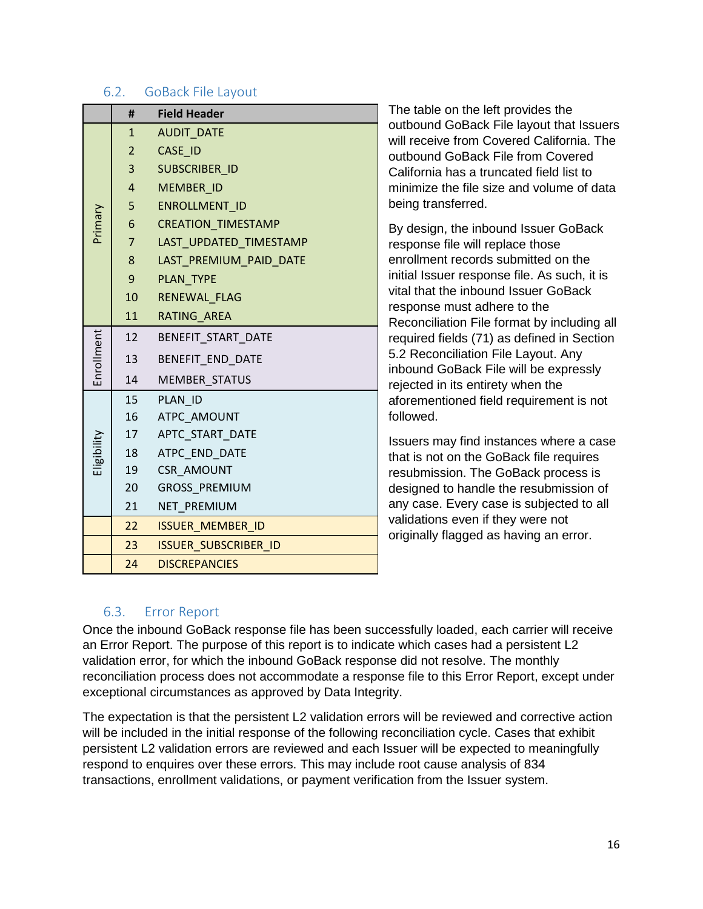## 6.2. GoBack File Layout

| | # | Field Header |
|---|---|---|
| Primary | 1 | AUDIT_DATE |
| | 2 | CASE_ID |
| | 3 | SUBSCRIBER_ID |
| | 4 | MEMBER_ID |
| | 5 | ENROLLMENT_ID |
| | 6 | CREATION_TIMESTAMP |
| | 7 | LAST_UPDATED_TIMESTAMP |
| | 8 | LAST_PREMIUM_PAID_DATE |
| | 9 | PLAN_TYPE |
| | 10 | RENEWAL_FLAG |
| | 11 | RATING_AREA |
| Enrollment | 12 | BENEFIT_START_DATE |
| | 13 | BENEFIT_END_DATE |
| | 14 | MEMBER_STATUS |
| Eligibility | 15 | PLAN_ID |
| | 16 | ATPC_AMOUNT |
| | 17 | APTC_START_DATE |
| | 18 | ATPC_END_DATE |
| | 19 | CSR_AMOUNT |
| | 20 | GROSS_PREMIUM |
| | 21 | NET_PREMIUM |
| | 22 | ISSUER_MEMBER_ID |
| | 23 | ISSUER_SUBSCRIBER_ID |
| | 24 | DISCREPANCIES |

The table on the left provides the outbound GoBack File layout that Issuers will receive from Covered California. The outbound GoBack File from Covered California has a truncated field list to minimize the file size and volume of data being transferred.

By design, the inbound Issuer GoBack response file will replace those enrollment records submitted on the initial Issuer response file. As such, it is vital that the inbound Issuer GoBack response must adhere to the Reconciliation File format by including all required fields (71) as defined in Section 5.2 Reconciliation File Layout. Any inbound GoBack File will be expressly rejected in its entirety when the aforementioned field requirement is not followed.

Issuers may find instances where a case that is not on the GoBack file requires resubmission. The GoBack process is designed to handle the resubmission of any case. Every case is subjected to all validations even if they were not originally flagged as having an error.

## 6.3. Error Report

Once the inbound GoBack response file has been successfully loaded, each carrier will receive an Error Report. The purpose of this report is to indicate which cases had a persistent L2 validation error, for which the inbound GoBack response did not resolve. The monthly reconciliation process does not accommodate a response file to this Error Report, except under exceptional circumstances as approved by Data Integrity.

The expectation is that the persistent L2 validation errors will be reviewed and corrective action will be included in the initial response of the following reconciliation cycle. Cases that exhibit persistent L2 validation errors are reviewed and each Issuer will be expected to meaningfully respond to enquires over these errors. This may include root cause analysis of 834 transactions, enrollment validations, or payment verification from the Issuer system.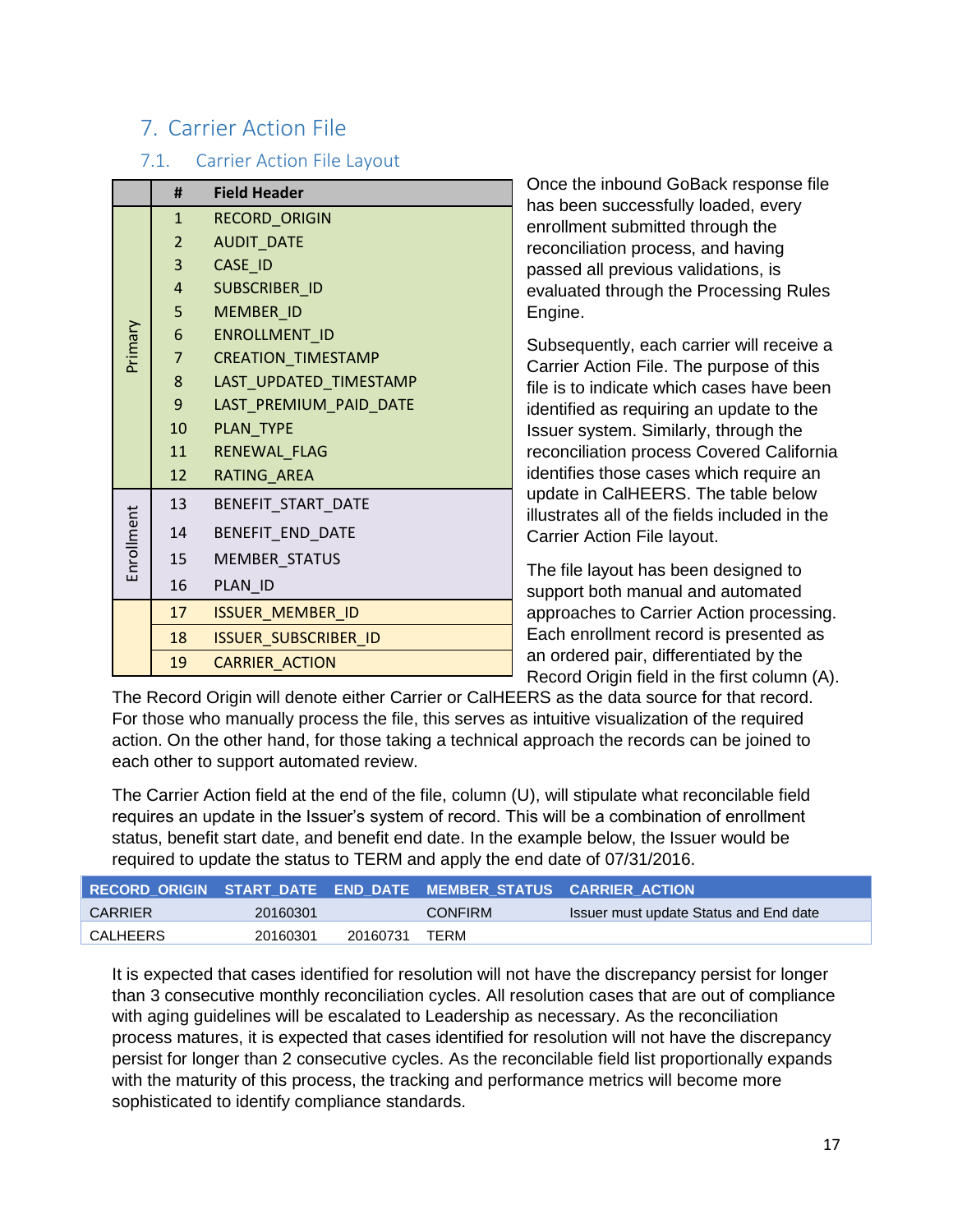# 7. Carrier Action File

## 7.1. Carrier Action File Layout

| | # | Field Header |
|---|---|---|
| Primary | 1 | RECORD_ORIGIN |
| | 2 | AUDIT_DATE |
| | 3 | CASE_ID |
| | 4 | SUBSCRIBER_ID |
| | 5 | MEMBER_ID |
| | 6 | ENROLLMENT_ID |
| | 7 | CREATION_TIMESTAMP |
| | 8 | LAST_UPDATED_TIMESTAMP |
| | 9 | LAST_PREMIUM_PAID_DATE |
| | 10 | PLAN_TYPE |
| | 11 | RENEWAL_FLAG |
| | 12 | RATING_AREA |
| Enrollment | 13 | BENEFIT_START_DATE |
| | 14 | BENEFIT_END_DATE |
| | 15 | MEMBER_STATUS |
| | 16 | PLAN_ID |
| | 17 | ISSUER_MEMBER_ID |
| | 18 | ISSUER_SUBSCRIBER_ID |
| | 19 | CARRIER_ACTION |

Once the inbound GoBack response file has been successfully loaded, every enrollment submitted through the reconciliation process, and having passed all previous validations, is evaluated through the Processing Rules Engine.

Subsequently, each carrier will receive a Carrier Action File. The purpose of this file is to indicate which cases have been identified as requiring an update to the Issuer system. Similarly, through the reconciliation process Covered California identifies those cases which require an update in CalHEERS. The table below illustrates all of the fields included in the Carrier Action File layout.

The file layout has been designed to support both manual and automated approaches to Carrier Action processing. Each enrollment record is presented as an ordered pair, differentiated by the Record Origin field in the first column (A). The Record Origin will denote either Carrier or CalHEERS as the data source for that record. For those who manually process the file, this serves as intuitive visualization of the required action. On the other hand, for those taking a technical approach the records can be joined to each other to support automated review.

The Carrier Action field at the end of the file, column (U), will stipulate what reconcilable field requires an update in the Issuer's system of record. This will be a combination of enrollment status, benefit start date, and benefit end date. In the example below, the Issuer would be required to update the status to TERM and apply the end date of 07/31/2016.

| RECORD_ORIGIN | START_DATE | END_DATE | MEMBER_STATUS | CARRIER_ACTION |
|---|---|---|---|---|
| CARRIER | 20160301 | | CONFIRM | Issuer must update Status and End date |
| CALHEERS | 20160301 | 20160731 | TERM | |

It is expected that cases identified for resolution will not have the discrepancy persist for longer than 3 consecutive monthly reconciliation cycles. All resolution cases that are out of compliance with aging guidelines will be escalated to Leadership as necessary. As the reconciliation process matures, it is expected that cases identified for resolution will not have the discrepancy persist for longer than 2 consecutive cycles. As the reconcilable field list proportionally expands with the maturity of this process, the tracking and performance metrics will become more sophisticated to identify compliance standards.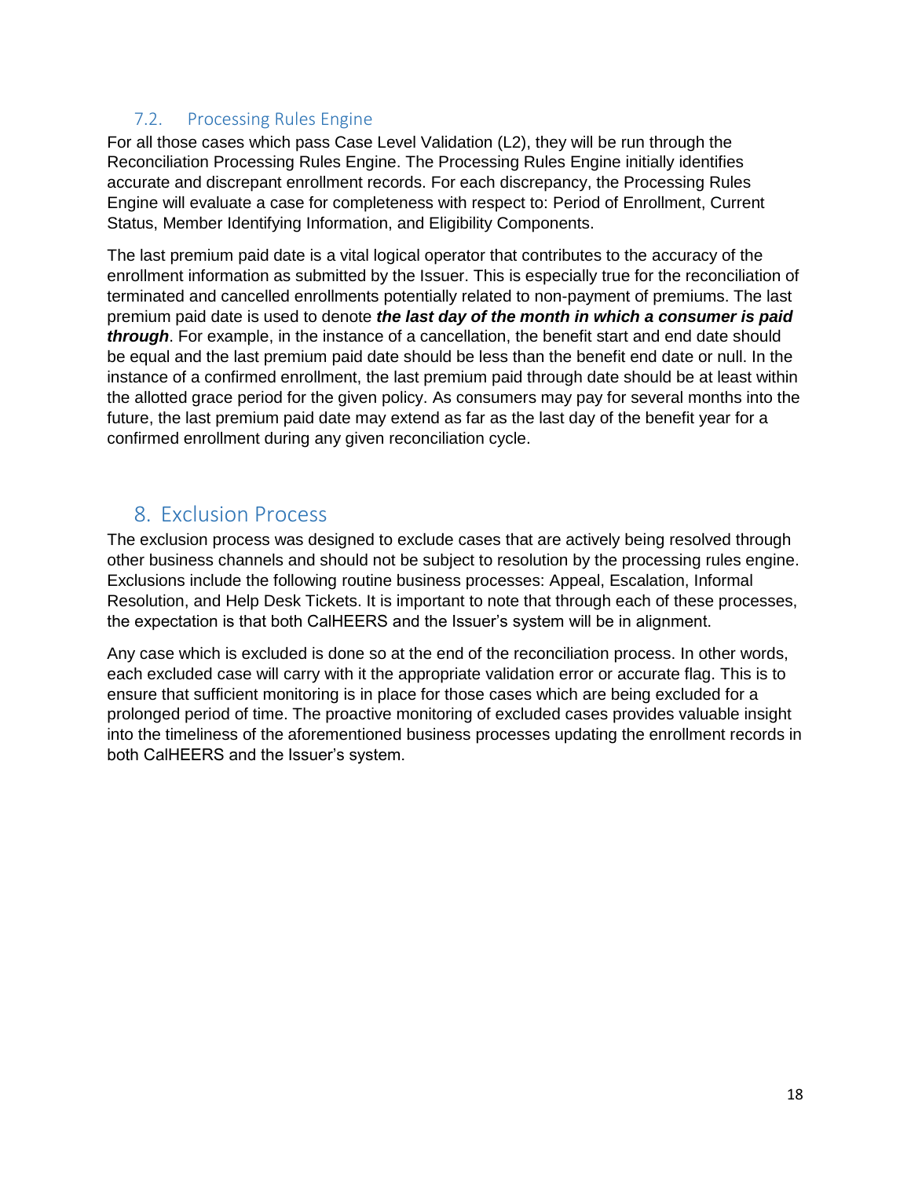### 7.2. Processing Rules Engine

For all those cases which pass Case Level Validation (L2), they will be run through the Reconciliation Processing Rules Engine. The Processing Rules Engine initially identifies accurate and discrepant enrollment records. For each discrepancy, the Processing Rules Engine will evaluate a case for completeness with respect to: Period of Enrollment, Current Status, Member Identifying Information, and Eligibility Components.

The last premium paid date is a vital logical operator that contributes to the accuracy of the enrollment information as submitted by the Issuer. This is especially true for the reconciliation of terminated and cancelled enrollments potentially related to non-payment of premiums. The last premium paid date is used to denote ***the last day of the month in which a consumer is paid through***. For example, in the instance of a cancellation, the benefit start and end date should be equal and the last premium paid date should be less than the benefit end date or null. In the instance of a confirmed enrollment, the last premium paid through date should be at least within the allotted grace period for the given policy. As consumers may pay for several months into the future, the last premium paid date may extend as far as the last day of the benefit year for a confirmed enrollment during any given reconciliation cycle.

## 8. Exclusion Process

The exclusion process was designed to exclude cases that are actively being resolved through other business channels and should not be subject to resolution by the processing rules engine. Exclusions include the following routine business processes: Appeal, Escalation, Informal Resolution, and Help Desk Tickets. It is important to note that through each of these processes, the expectation is that both CalHEERS and the Issuer's system will be in alignment.

Any case which is excluded is done so at the end of the reconciliation process. In other words, each excluded case will carry with it the appropriate validation error or accurate flag. This is to ensure that sufficient monitoring is in place for those cases which are being excluded for a prolonged period of time. The proactive monitoring of excluded cases provides valuable insight into the timeliness of the aforementioned business processes updating the enrollment records in both CalHEERS and the Issuer's system.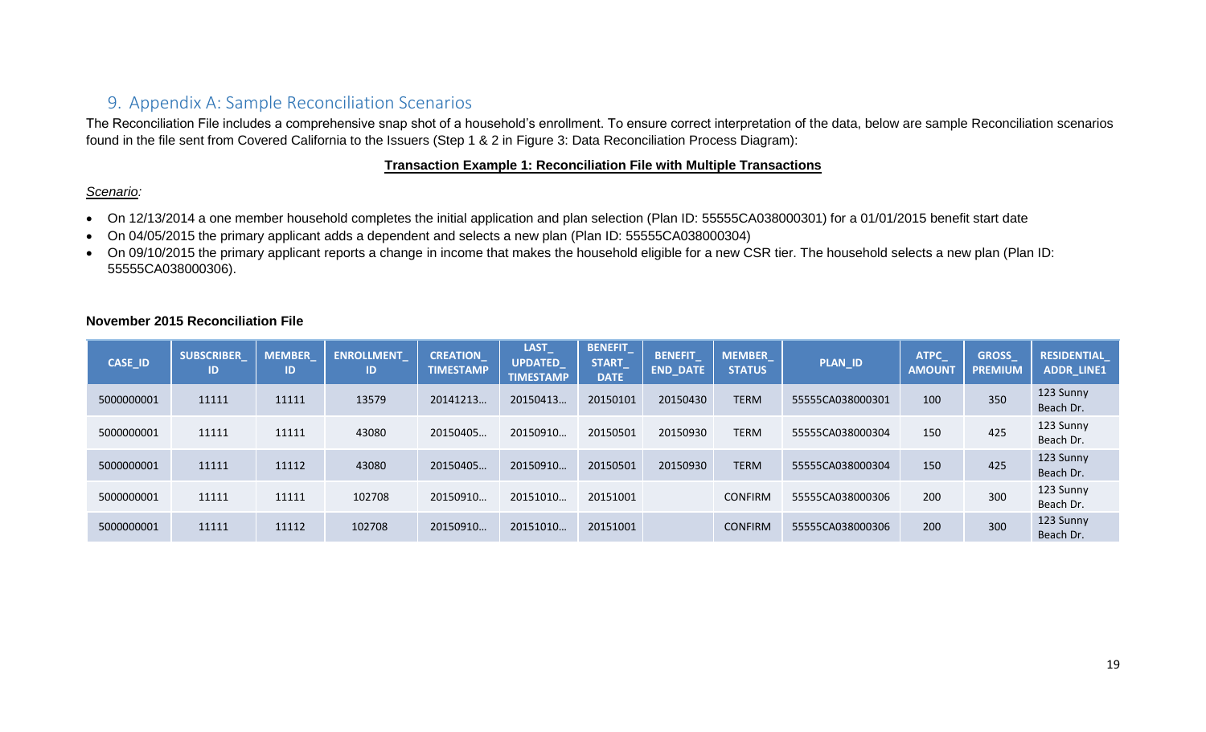## 9. Appendix A: Sample Reconciliation Scenarios

The Reconciliation File includes a comprehensive snap shot of a household's enrollment. To ensure correct interpretation of the data, below are sample Reconciliation scenarios found in the file sent from Covered California to the Issuers (Step 1 & 2 in Figure 3: Data Reconciliation Process Diagram):

**Transaction Example 1: Reconciliation File with Multiple Transactions**

*Scenario:*

- On 12/13/2014 a one member household completes the initial application and plan selection (Plan ID: 55555CA038000301) for a 01/01/2015 benefit start date
- On 04/05/2015 the primary applicant adds a dependent and selects a new plan (Plan ID: 55555CA038000304)
- On 09/10/2015 the primary applicant reports a change in income that makes the household eligible for a new CSR tier. The household selects a new plan (Plan ID: 55555CA038000306).

**November 2015 Reconciliation File**

| CASE_ID | SUBSCRIBER_ID | MEMBER_ID | ENROLLMENT_ID | CREATION_TIMESTAMP | LAST_UPDATED_TIMESTAMP | BENEFIT_START_DATE | BENEFIT_END_DATE | MEMBER_STATUS | PLAN_ID | ATPC_AMOUNT | GROSS_PREMIUM | RESIDENTIAL_ADDR_LINE1 |
|---|---|---|---|---|---|---|---|---|---|---|---|---|
| 5000000001 | 11111 | 11111 | 13579 | 20141213… | 20150413… | 20150101 | 20150430 | TERM | 55555CA038000301 | 100 | 350 | 123 Sunny Beach Dr. |
| 5000000001 | 11111 | 11111 | 43080 | 20150405… | 20150910… | 20150501 | 20150930 | TERM | 55555CA038000304 | 150 | 425 | 123 Sunny Beach Dr. |
| 5000000001 | 11111 | 11112 | 43080 | 20150405… | 20150910… | 20150501 | 20150930 | TERM | 55555CA038000304 | 150 | 425 | 123 Sunny Beach Dr. |
| 5000000001 | 11111 | 11111 | 102708 | 20150910… | 20151010… | 20151001 | | CONFIRM | 55555CA038000306 | 200 | 300 | 123 Sunny Beach Dr. |
| 5000000001 | 11111 | 11112 | 102708 | 20150910… | 20151010… | 20151001 | | CONFIRM | 55555CA038000306 | 200 | 300 | 123 Sunny Beach Dr. |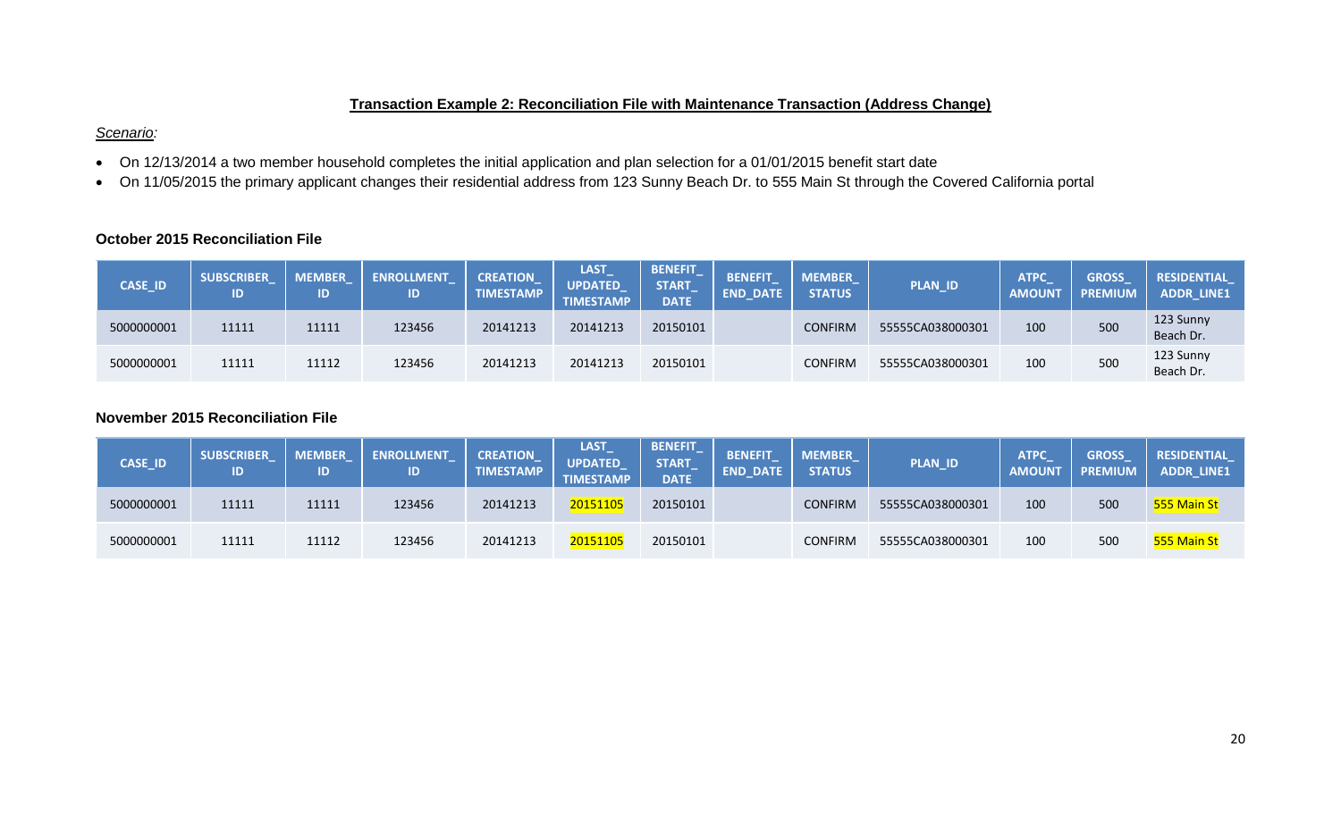## Transaction Example 2: Reconciliation File with Maintenance Transaction (Address Change)

*Scenario:*

- On 12/13/2014 a two member household completes the initial application and plan selection for a 01/01/2015 benefit start date
- On 11/05/2015 the primary applicant changes their residential address from 123 Sunny Beach Dr. to 555 Main St through the Covered California portal

### October 2015 Reconciliation File

| CASE_ID | SUBSCRIBER_ID | MEMBER_ID | ENROLLMENT_ID | CREATION_TIMESTAMP | LAST_UPDATED_TIMESTAMP | BENEFIT_START_DATE | BENEFIT_END_DATE | MEMBER_STATUS | PLAN_ID | ATPC_AMOUNT | GROSS_PREMIUM | RESIDENTIAL_ADDR_LINE1 |
|---|---|---|---|---|---|---|---|---|---|---|---|---|
| 5000000001 | 11111 | 11111 | 123456 | 20141213 | 20141213 | 20150101 | | CONFIRM | 55555CA038000301 | 100 | 500 | 123 Sunny Beach Dr. |
| 5000000001 | 11111 | 11112 | 123456 | 20141213 | 20141213 | 20150101 | | CONFIRM | 55555CA038000301 | 100 | 500 | 123 Sunny Beach Dr. |

### November 2015 Reconciliation File

| CASE_ID | SUBSCRIBER_ID | MEMBER_ID | ENROLLMENT_ID | CREATION_TIMESTAMP | LAST_UPDATED_TIMESTAMP | BENEFIT_START_DATE | BENEFIT_END_DATE | MEMBER_STATUS | PLAN_ID | ATPC_AMOUNT | GROSS_PREMIUM | RESIDENTIAL_ADDR_LINE1 |
|---|---|---|---|---|---|---|---|---|---|---|---|---|
| 5000000001 | 11111 | 11111 | 123456 | 20141213 | 20151105 | 20150101 | | CONFIRM | 55555CA038000301 | 100 | 500 | 555 Main St |
| 5000000001 | 11111 | 11112 | 123456 | 20141213 | 20151105 | 20150101 | | CONFIRM | 55555CA038000301 | 100 | 500 | 555 Main St |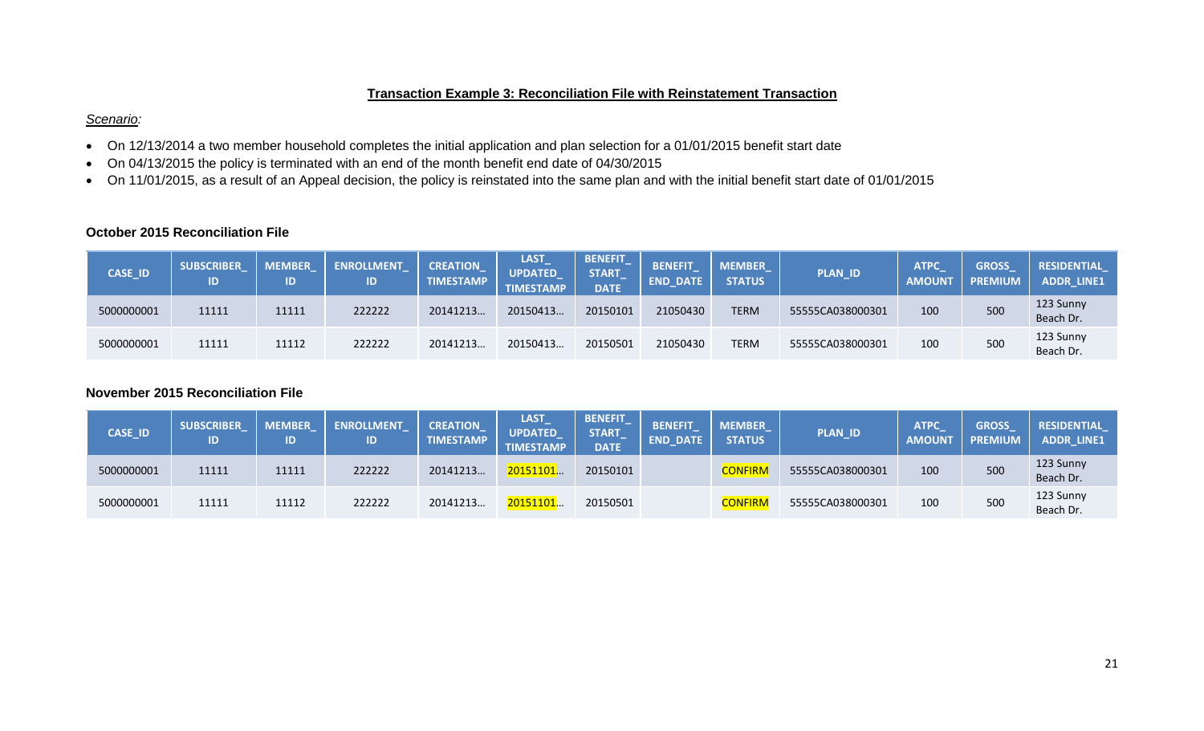**Transaction Example 3: Reconciliation File with Reinstatement Transaction**

*Scenario:*

- On 12/13/2014 a two member household completes the initial application and plan selection for a 01/01/2015 benefit start date
- On 04/13/2015 the policy is terminated with an end of the month benefit end date of 04/30/2015
- On 11/01/2015, as a result of an Appeal decision, the policy is reinstated into the same plan and with the initial benefit start date of 01/01/2015

**October 2015 Reconciliation File**

| CASE_ID | SUBSCRIBER_ID | MEMBER_ID | ENROLLMENT_ID | CREATION_TIMESTAMP | LAST_UPDATED_TIMESTAMP | BENEFIT_START_DATE | BENEFIT_END_DATE | MEMBER_STATUS | PLAN_ID | ATPC_AMOUNT | GROSS_PREMIUM | RESIDENTIAL_ADDR_LINE1 |
|---|---|---|---|---|---|---|---|---|---|---|---|---|
| 5000000001 | 11111 | 11111 | 222222 | 20141213… | 20150413… | 20150101 | 21050430 | TERM | 55555CA038000301 | 100 | 500 | 123 Sunny Beach Dr. |
| 5000000001 | 11111 | 11112 | 222222 | 20141213… | 20150413… | 20150501 | 21050430 | TERM | 55555CA038000301 | 100 | 500 | 123 Sunny Beach Dr. |

**November 2015 Reconciliation File**

| CASE_ID | SUBSCRIBER_ID | MEMBER_ID | ENROLLMENT_ID | CREATION_TIMESTAMP | LAST_UPDATED_TIMESTAMP | BENEFIT_START_DATE | BENEFIT_END_DATE | MEMBER_STATUS | PLAN_ID | ATPC_AMOUNT | GROSS_PREMIUM | RESIDENTIAL_ADDR_LINE1 |
|---|---|---|---|---|---|---|---|---|---|---|---|---|
| 5000000001 | 11111 | 11111 | 222222 | 20141213… | 20151101… | 20150101 | | CONFIRM | 55555CA038000301 | 100 | 500 | 123 Sunny Beach Dr. |
| 5000000001 | 11111 | 11112 | 222222 | 20141213… | 20151101… | 20150501 | | CONFIRM | 55555CA038000301 | 100 | 500 | 123 Sunny Beach Dr. |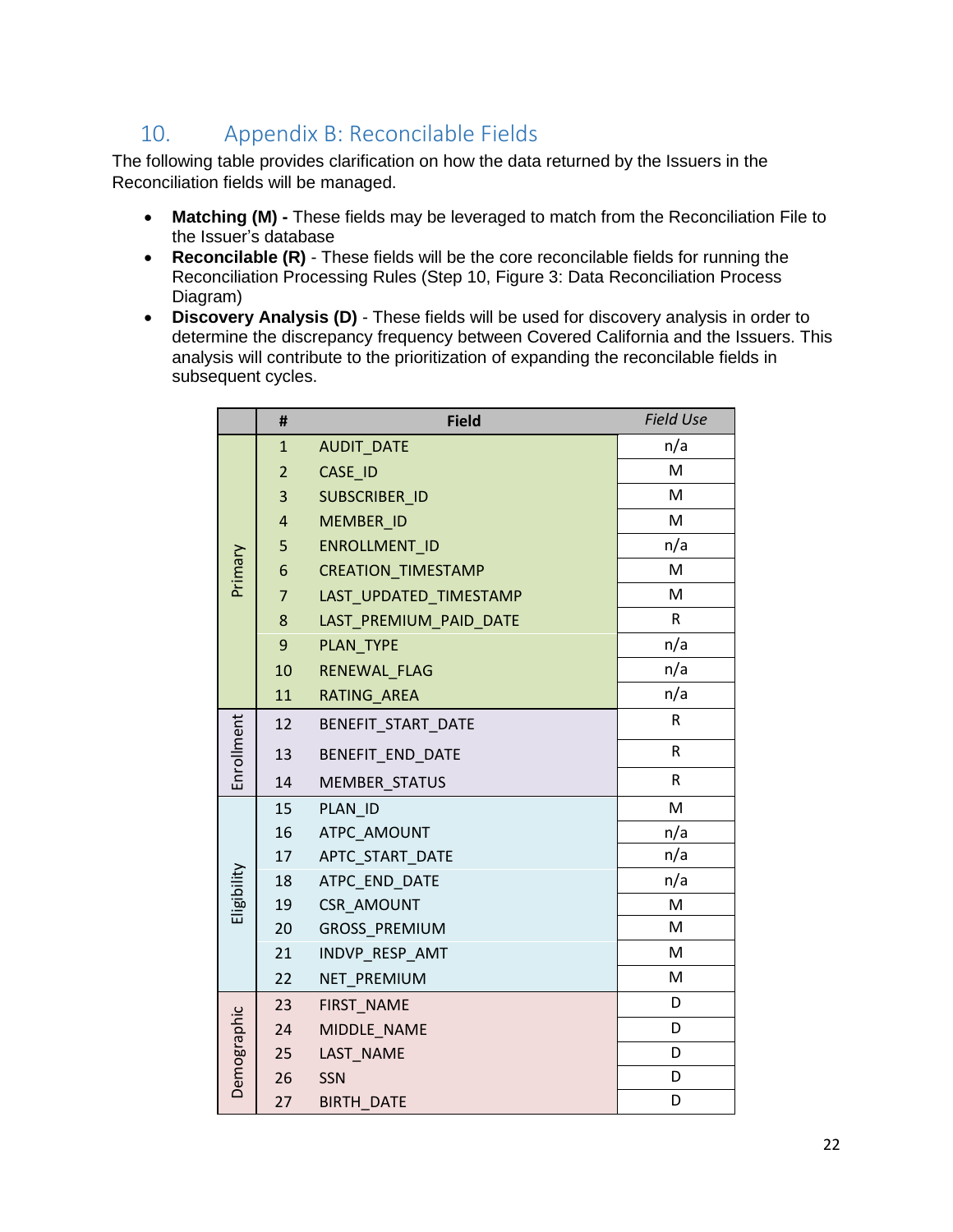## 10. Appendix B: Reconcilable Fields

The following table provides clarification on how the data returned by the Issuers in the Reconciliation fields will be managed.

- **Matching (M) -** These fields may be leveraged to match from the Reconciliation File to the Issuer's database
- **Reconcilable (R)** - These fields will be the core reconcilable fields for running the Reconciliation Processing Rules (Step 10, Figure 3: Data Reconciliation Process Diagram)
- **Discovery Analysis (D)** - These fields will be used for discovery analysis in order to determine the discrepancy frequency between Covered California and the Issuers. This analysis will contribute to the prioritization of expanding the reconcilable fields in subsequent cycles.

| | # | Field | *Field Use* |
|---|---|---|---|
| Primary | 1 | AUDIT_DATE | n/a |
| | 2 | CASE_ID | M |
| | 3 | SUBSCRIBER_ID | M |
| | 4 | MEMBER_ID | M |
| | 5 | ENROLLMENT_ID | n/a |
| | 6 | CREATION_TIMESTAMP | M |
| | 7 | LAST_UPDATED_TIMESTAMP | M |
| | 8 | LAST_PREMIUM_PAID_DATE | R |
| | 9 | PLAN_TYPE | n/a |
| | 10 | RENEWAL_FLAG | n/a |
| | 11 | RATING_AREA | n/a |
| Enrollment | 12 | BENEFIT_START_DATE | R |
| | 13 | BENEFIT_END_DATE | R |
| | 14 | MEMBER_STATUS | R |
| Eligibility | 15 | PLAN_ID | M |
| | 16 | ATPC_AMOUNT | n/a |
| | 17 | APTC_START_DATE | n/a |
| | 18 | ATPC_END_DATE | n/a |
| | 19 | CSR_AMOUNT | M |
| | 20 | GROSS_PREMIUM | M |
| | 21 | INDVP_RESP_AMT | M |
| | 22 | NET_PREMIUM | M |
| Demographic | 23 | FIRST_NAME | D |
| | 24 | MIDDLE_NAME | D |
| | 25 | LAST_NAME | D |
| | 26 | SSN | D |
| | 27 | BIRTH_DATE | D |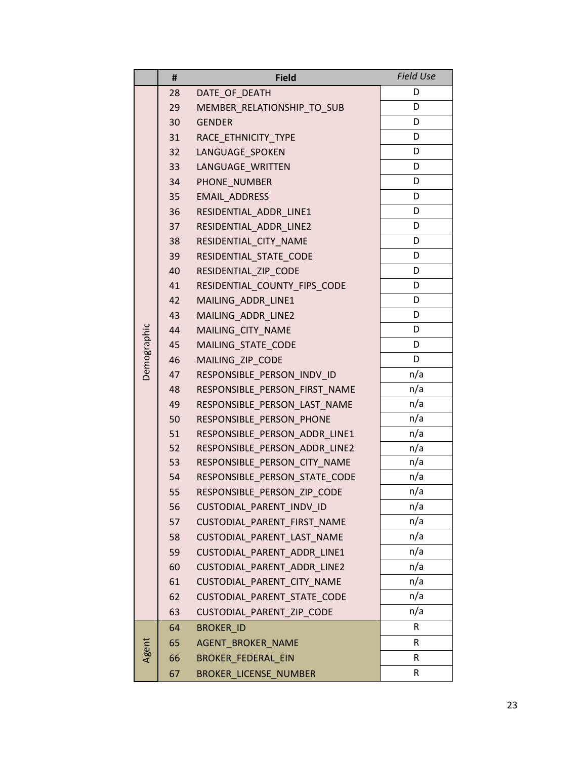| | # | Field | *Field Use* |
|---|---|---|---|
| Demographic | 28 | DATE_OF_DEATH | D |
| | 29 | MEMBER_RELATIONSHIP_TO_SUB | D |
| | 30 | GENDER | D |
| | 31 | RACE_ETHNICITY_TYPE | D |
| | 32 | LANGUAGE_SPOKEN | D |
| | 33 | LANGUAGE_WRITTEN | D |
| | 34 | PHONE_NUMBER | D |
| | 35 | EMAIL_ADDRESS | D |
| | 36 | RESIDENTIAL_ADDR_LINE1 | D |
| | 37 | RESIDENTIAL_ADDR_LINE2 | D |
| | 38 | RESIDENTIAL_CITY_NAME | D |
| | 39 | RESIDENTIAL_STATE_CODE | D |
| | 40 | RESIDENTIAL_ZIP_CODE | D |
| | 41 | RESIDENTIAL_COUNTY_FIPS_CODE | D |
| | 42 | MAILING_ADDR_LINE1 | D |
| | 43 | MAILING_ADDR_LINE2 | D |
| | 44 | MAILING_CITY_NAME | D |
| | 45 | MAILING_STATE_CODE | D |
| | 46 | MAILING_ZIP_CODE | D |
| | 47 | RESPONSIBLE_PERSON_INDV_ID | n/a |
| | 48 | RESPONSIBLE_PERSON_FIRST_NAME | n/a |
| | 49 | RESPONSIBLE_PERSON_LAST_NAME | n/a |
| | 50 | RESPONSIBLE_PERSON_PHONE | n/a |
| | 51 | RESPONSIBLE_PERSON_ADDR_LINE1 | n/a |
| | 52 | RESPONSIBLE_PERSON_ADDR_LINE2 | n/a |
| | 53 | RESPONSIBLE_PERSON_CITY_NAME | n/a |
| | 54 | RESPONSIBLE_PERSON_STATE_CODE | n/a |
| | 55 | RESPONSIBLE_PERSON_ZIP_CODE | n/a |
| | 56 | CUSTODIAL_PARENT_INDV_ID | n/a |
| | 57 | CUSTODIAL_PARENT_FIRST_NAME | n/a |
| | 58 | CUSTODIAL_PARENT_LAST_NAME | n/a |
| | 59 | CUSTODIAL_PARENT_ADDR_LINE1 | n/a |
| | 60 | CUSTODIAL_PARENT_ADDR_LINE2 | n/a |
| | 61 | CUSTODIAL_PARENT_CITY_NAME | n/a |
| | 62 | CUSTODIAL_PARENT_STATE_CODE | n/a |
| | 63 | CUSTODIAL_PARENT_ZIP_CODE | n/a |
| Agent | 64 | BROKER_ID | R |
| | 65 | AGENT_BROKER_NAME | R |
| | 66 | BROKER_FEDERAL_EIN | R |
| | 67 | BROKER_LICENSE_NUMBER | R |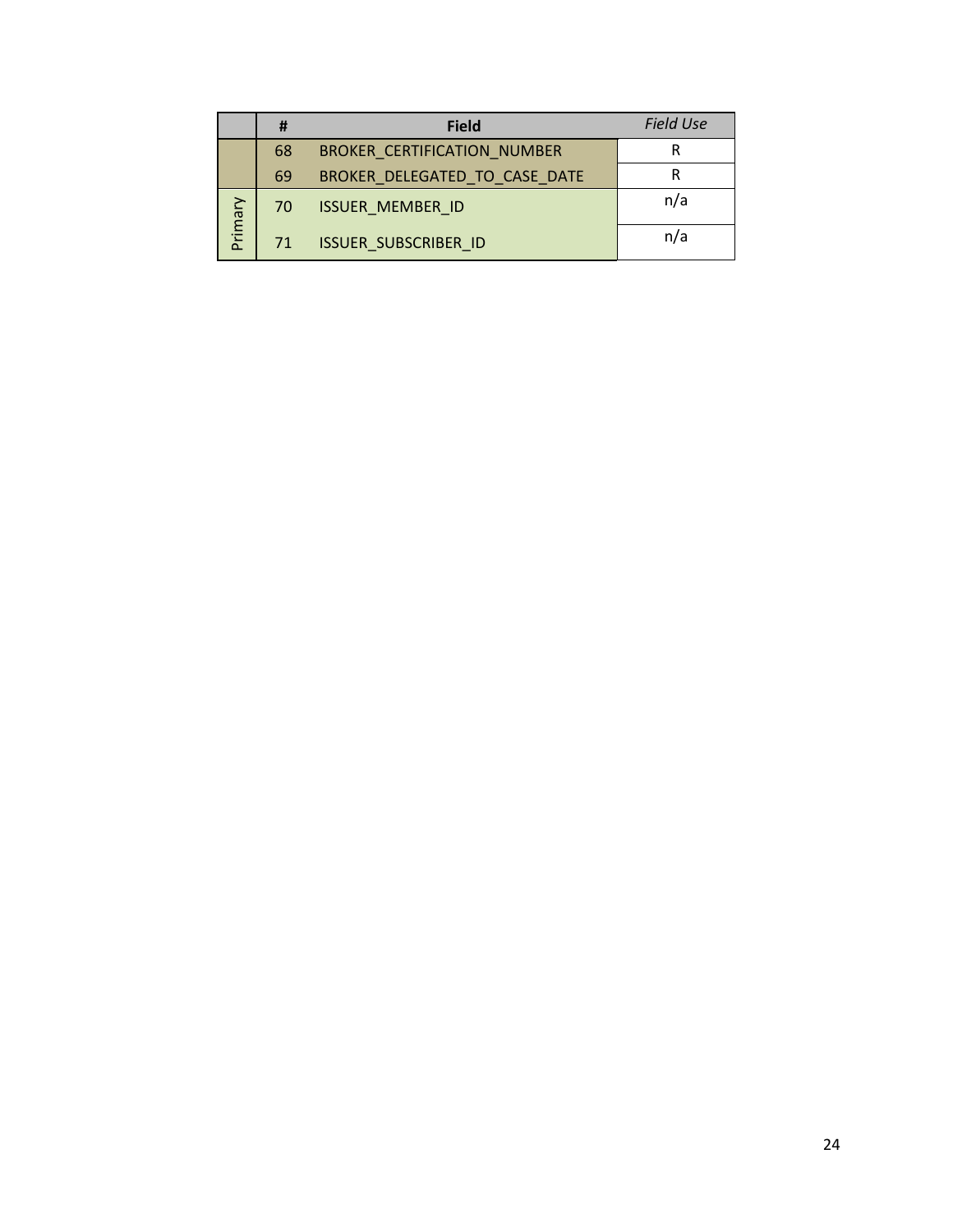| | # | Field | *Field Use* |
|---|---|---|---|
| | 68 | BROKER_CERTIFICATION_NUMBER | R |
| | 69 | BROKER_DELEGATED_TO_CASE_DATE | R |
| Primary | 70 | ISSUER_MEMBER_ID | n/a |
| | 71 | ISSUER_SUBSCRIBER_ID | n/a |